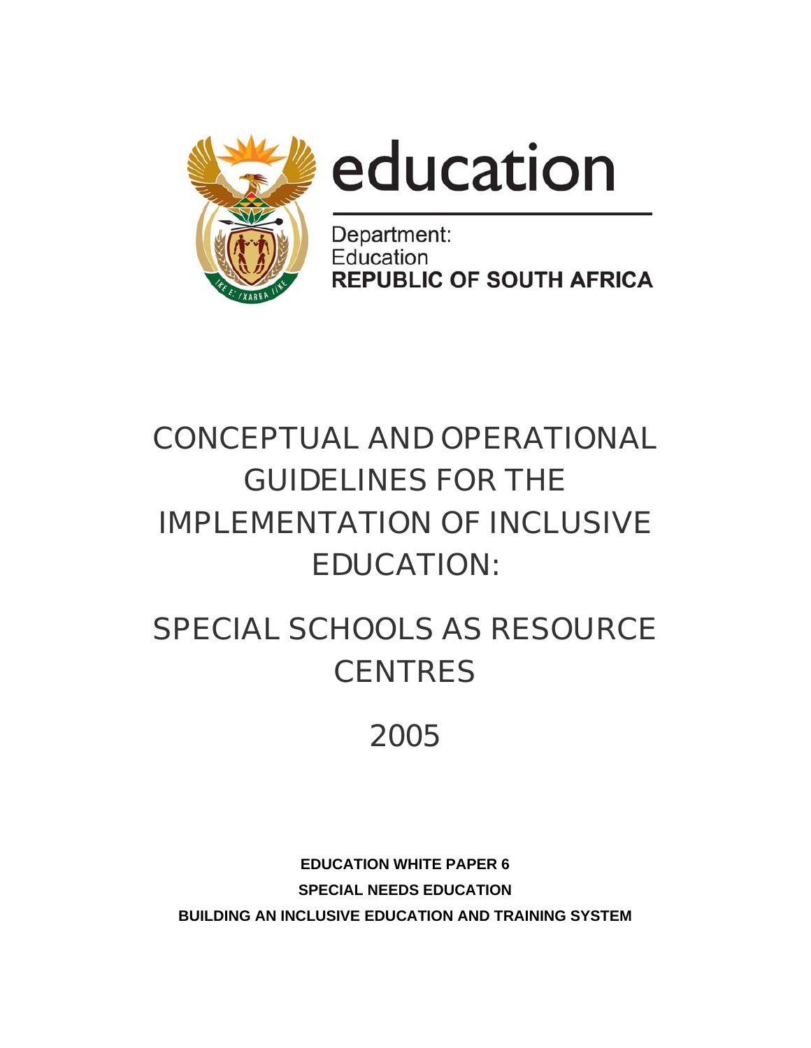education

Department:
Education
**REPUBLIC OF SOUTH AFRICA**

# CONCEPTUAL AND OPERATIONAL GUIDELINES FOR THE IMPLEMENTATION OF INCLUSIVE EDUCATION:

# SPECIAL SCHOOLS AS RESOURCE CENTRES

## 2005

**EDUCATION WHITE PAPER 6**

**SPECIAL NEEDS EDUCATION**

**BUILDING AN INCLUSIVE EDUCATION AND TRAINING SYSTEM**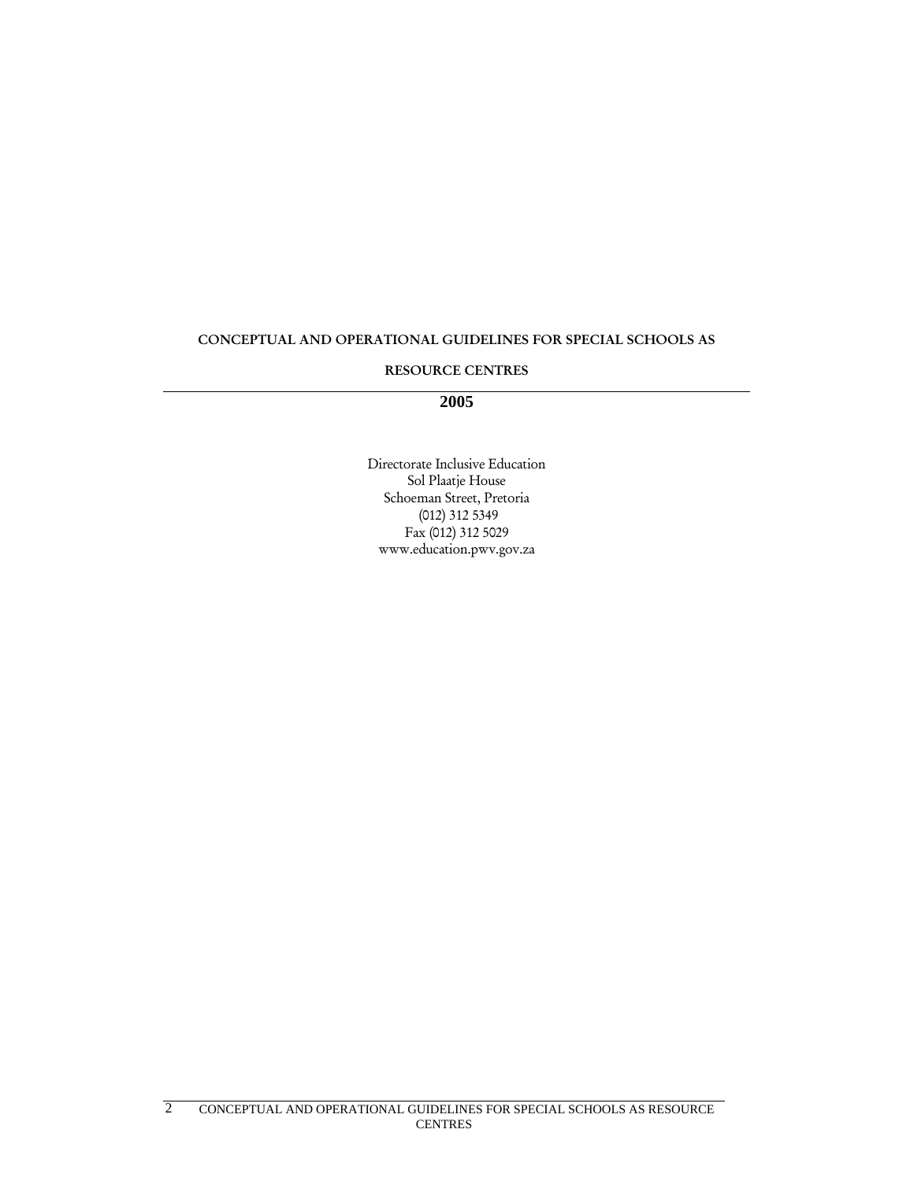**CONCEPTUAL AND OPERATIONAL GUIDELINES FOR SPECIAL SCHOOLS AS RESOURCE CENTRES**

---

**2005**

Directorate Inclusive Education
Sol Plaatje House
Schoeman Street, Pretoria
(012) 312 5349
Fax (012) 312 5029
www.education.pwv.gov.za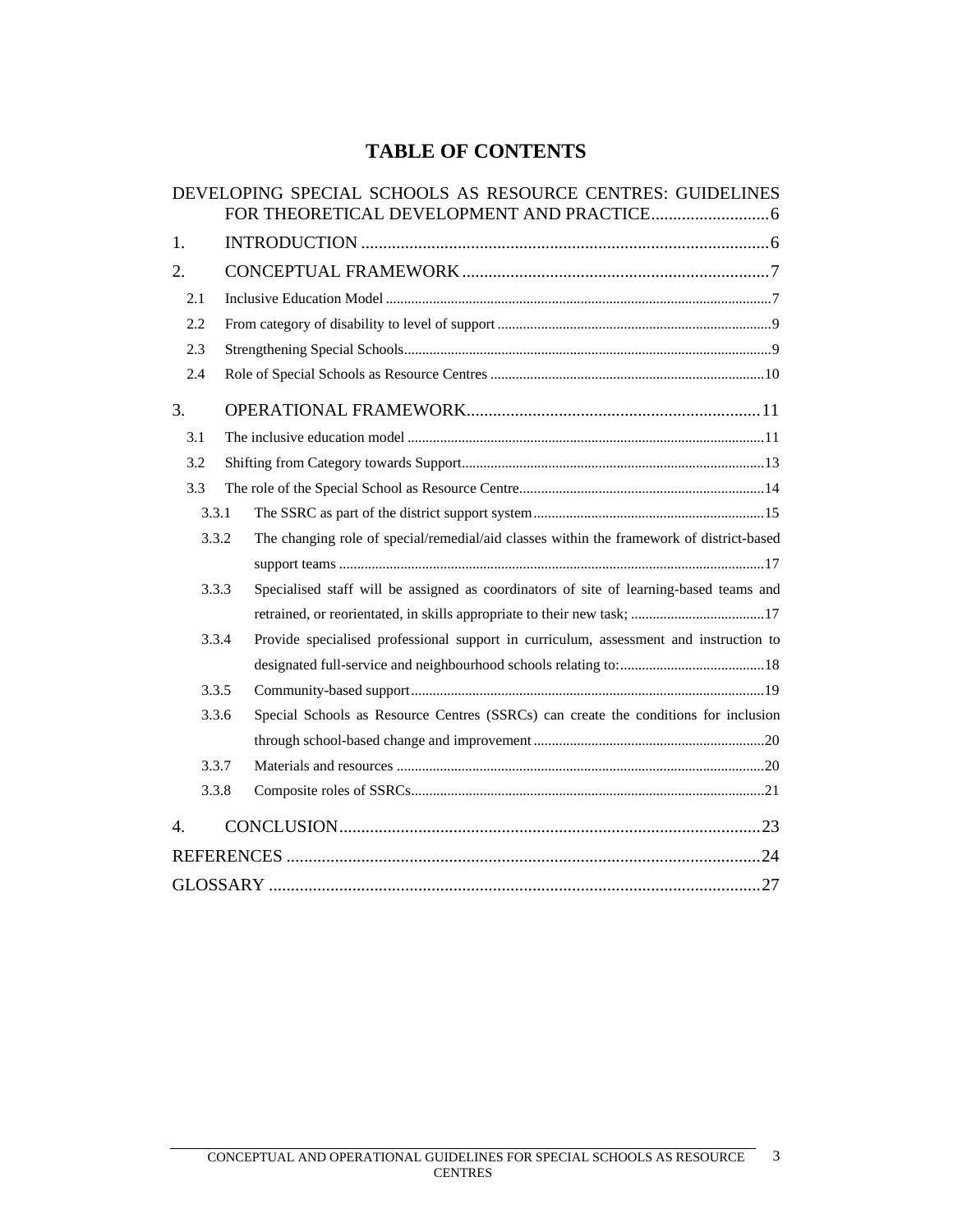# TABLE OF CONTENTS

DEVELOPING SPECIAL SCHOOLS AS RESOURCE CENTRES: GUIDELINES FOR THEORETICAL DEVELOPMENT AND PRACTICE ........................... 6

1. INTRODUCTION ........................................................................................... 6

2. CONCEPTUAL FRAMEWORK ...................................................................... 7

- 2.1 Inclusive Education Model ........................................................................................................ 7
- 2.2 From category of disability to level of support ............................................................................ 9
- 2.3 Strengthening Special Schools..................................................................................................... 9
- 2.4 Role of Special Schools as Resource Centres ........................................................................... 10

3. OPERATIONAL FRAMEWORK................................................................... 11

- 3.1 The inclusive education model ................................................................................................. 11
- 3.2 Shifting from Category towards Support.................................................................................... 13
- 3.3 The role of the Special School as Resource Centre.................................................................... 14
  - 3.3.1 The SSRC as part of the district support system ................................................................ 15
  - 3.3.2 The changing role of special/remedial/aid classes within the framework of district-based support teams ..................................................................................................................... 17
  - 3.3.3 Specialised staff will be assigned as coordinators of site of learning-based teams and retrained, or reorientated, in skills appropriate to their new task; ..................................... 17
  - 3.3.4 Provide specialised professional support in curriculum, assessment and instruction to designated full-service and neighbourhood schools relating to:........................................ 18
  - 3.3.5 Community-based support .................................................................................................. 19
  - 3.3.6 Special Schools as Resource Centres (SSRCs) can create the conditions for inclusion through school-based change and improvement ................................................................ 20
  - 3.3.7 Materials and resources ..................................................................................................... 20
  - 3.3.8 Composite roles of SSRCs................................................................................................. 21

4. CONCLUSION................................................................................................ 23

REFERENCES ........................................................................................................ 24

GLOSSARY ............................................................................................................. 27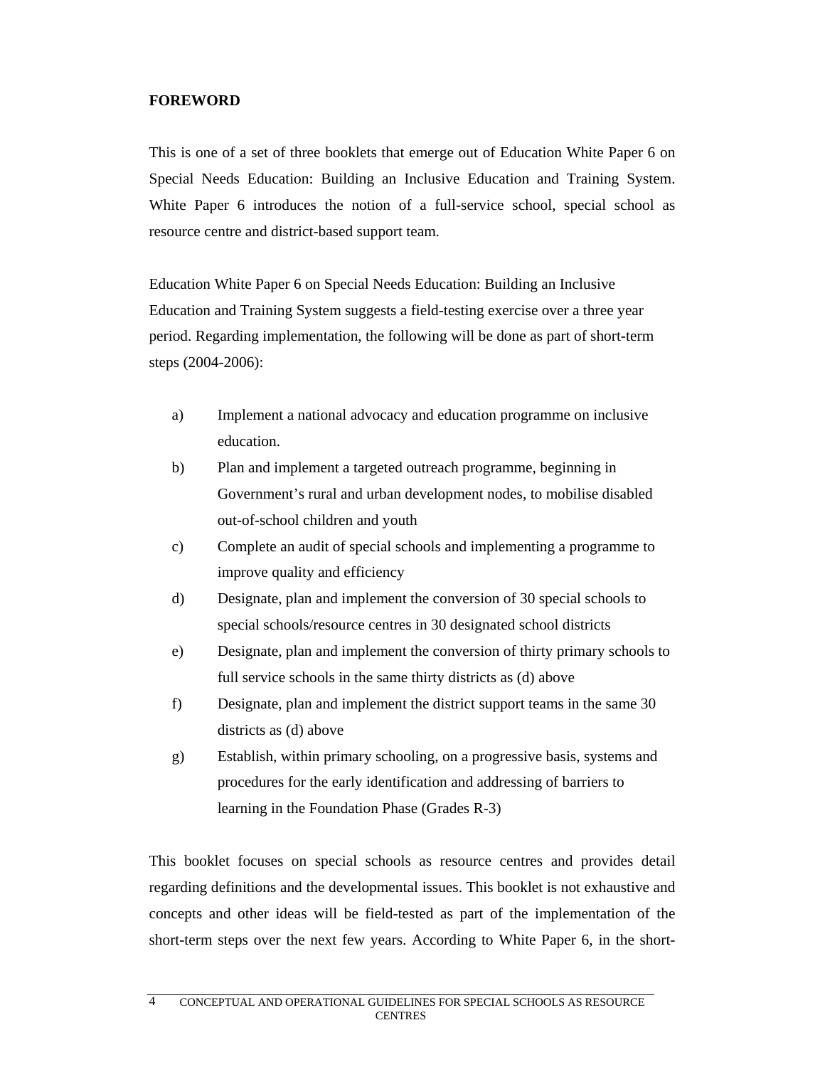## FOREWORD

This is one of a set of three booklets that emerge out of Education White Paper 6 on Special Needs Education: Building an Inclusive Education and Training System. White Paper 6 introduces the notion of a full-service school, special school as resource centre and district-based support team.

Education White Paper 6 on Special Needs Education: Building an Inclusive Education and Training System suggests a field-testing exercise over a three year period. Regarding implementation, the following will be done as part of short-term steps (2004-2006):

a) Implement a national advocacy and education programme on inclusive education.
b) Plan and implement a targeted outreach programme, beginning in Government's rural and urban development nodes, to mobilise disabled out-of-school children and youth
c) Complete an audit of special schools and implementing a programme to improve quality and efficiency
d) Designate, plan and implement the conversion of 30 special schools to special schools/resource centres in 30 designated school districts
e) Designate, plan and implement the conversion of thirty primary schools to full service schools in the same thirty districts as (d) above
f) Designate, plan and implement the district support teams in the same 30 districts as (d) above
g) Establish, within primary schooling, on a progressive basis, systems and procedures for the early identification and addressing of barriers to learning in the Foundation Phase (Grades R-3)

This booklet focuses on special schools as resource centres and provides detail regarding definitions and the developmental issues. This booklet is not exhaustive and concepts and other ideas will be field-tested as part of the implementation of the short-term steps over the next few years. According to White Paper 6, in the short-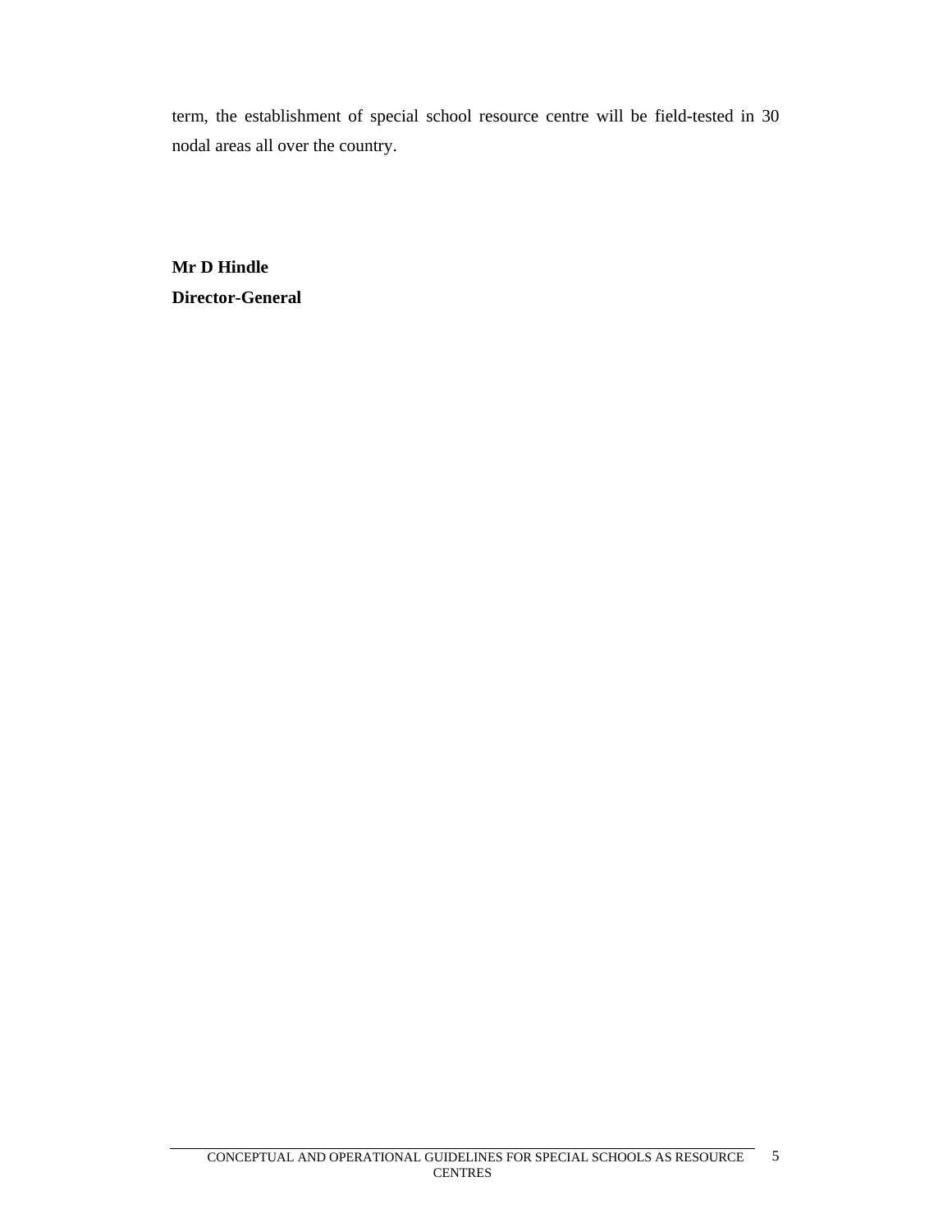term, the establishment of special school resource centre will be field-tested in 30 nodal areas all over the country.

**Mr D Hindle**
**Director-General**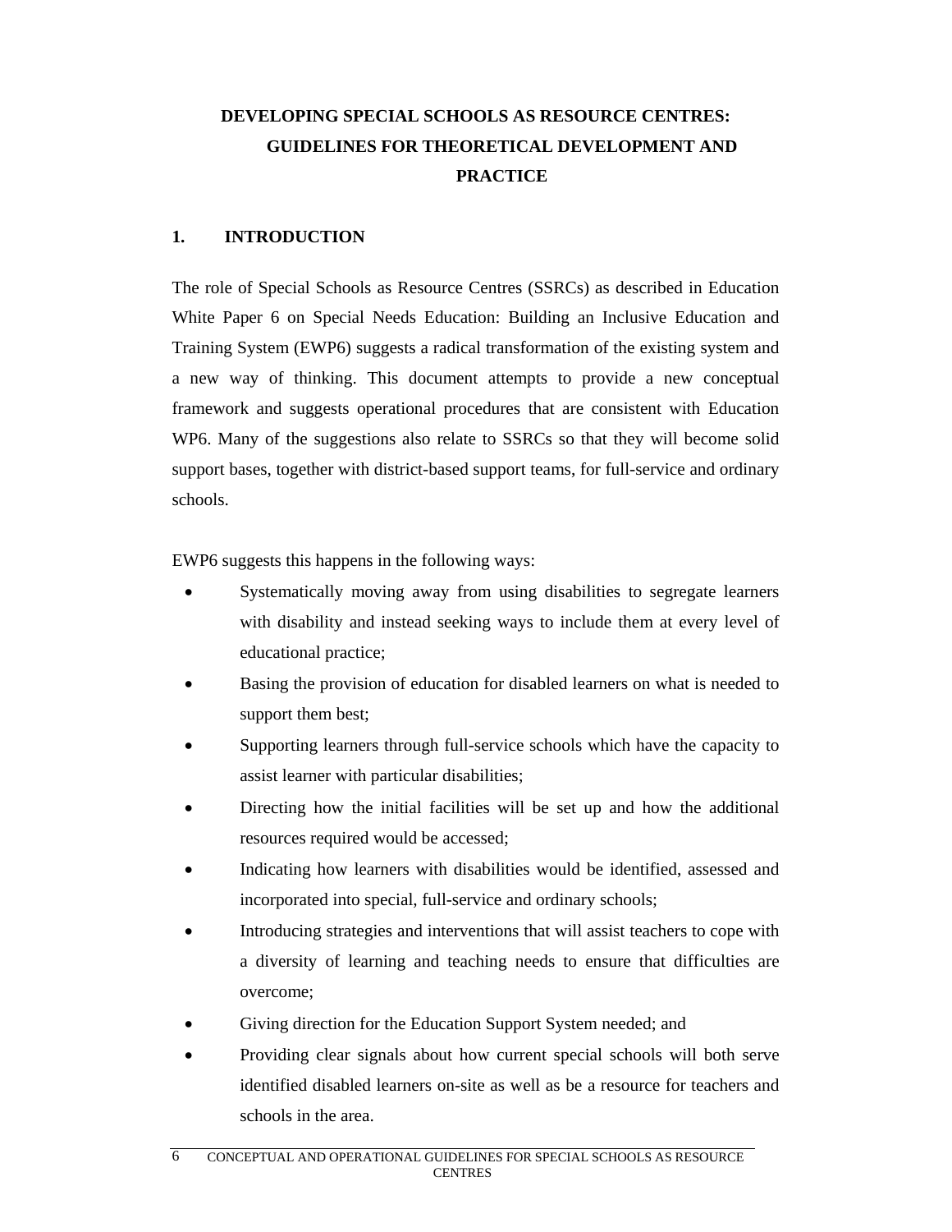# DEVELOPING SPECIAL SCHOOLS AS RESOURCE CENTRES: GUIDELINES FOR THEORETICAL DEVELOPMENT AND PRACTICE

## 1. INTRODUCTION

The role of Special Schools as Resource Centres (SSRCs) as described in Education White Paper 6 on Special Needs Education: Building an Inclusive Education and Training System (EWP6) suggests a radical transformation of the existing system and a new way of thinking. This document attempts to provide a new conceptual framework and suggests operational procedures that are consistent with Education WP6. Many of the suggestions also relate to SSRCs so that they will become solid support bases, together with district-based support teams, for full-service and ordinary schools.

EWP6 suggests this happens in the following ways:

- Systematically moving away from using disabilities to segregate learners with disability and instead seeking ways to include them at every level of educational practice;
- Basing the provision of education for disabled learners on what is needed to support them best;
- Supporting learners through full-service schools which have the capacity to assist learner with particular disabilities;
- Directing how the initial facilities will be set up and how the additional resources required would be accessed;
- Indicating how learners with disabilities would be identified, assessed and incorporated into special, full-service and ordinary schools;
- Introducing strategies and interventions that will assist teachers to cope with a diversity of learning and teaching needs to ensure that difficulties are overcome;
- Giving direction for the Education Support System needed; and
- Providing clear signals about how current special schools will both serve identified disabled learners on-site as well as be a resource for teachers and schools in the area.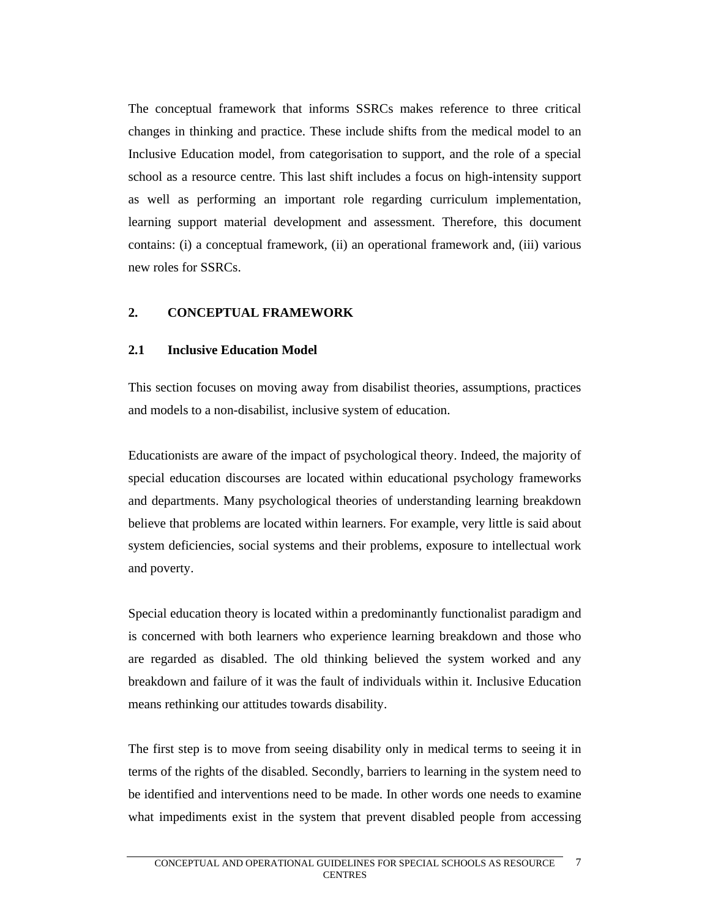The conceptual framework that informs SSRCs makes reference to three critical changes in thinking and practice. These include shifts from the medical model to an Inclusive Education model, from categorisation to support, and the role of a special school as a resource centre. This last shift includes a focus on high-intensity support as well as performing an important role regarding curriculum implementation, learning support material development and assessment. Therefore, this document contains: (i) a conceptual framework, (ii) an operational framework and, (iii) various new roles for SSRCs.

## 2. CONCEPTUAL FRAMEWORK

### 2.1 Inclusive Education Model

This section focuses on moving away from disabilist theories, assumptions, practices and models to a non-disabilist, inclusive system of education.

Educationists are aware of the impact of psychological theory. Indeed, the majority of special education discourses are located within educational psychology frameworks and departments. Many psychological theories of understanding learning breakdown believe that problems are located within learners. For example, very little is said about system deficiencies, social systems and their problems, exposure to intellectual work and poverty.

Special education theory is located within a predominantly functionalist paradigm and is concerned with both learners who experience learning breakdown and those who are regarded as disabled. The old thinking believed the system worked and any breakdown and failure of it was the fault of individuals within it. Inclusive Education means rethinking our attitudes towards disability.

The first step is to move from seeing disability only in medical terms to seeing it in terms of the rights of the disabled. Secondly, barriers to learning in the system need to be identified and interventions need to be made. In other words one needs to examine what impediments exist in the system that prevent disabled people from accessing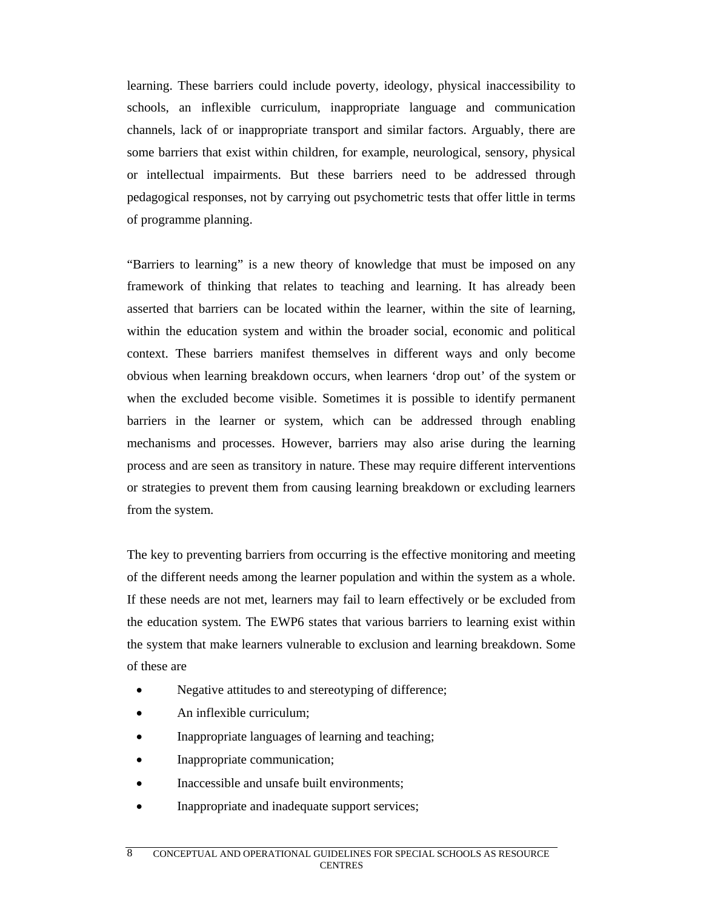learning. These barriers could include poverty, ideology, physical inaccessibility to schools, an inflexible curriculum, inappropriate language and communication channels, lack of or inappropriate transport and similar factors. Arguably, there are some barriers that exist within children, for example, neurological, sensory, physical or intellectual impairments. But these barriers need to be addressed through pedagogical responses, not by carrying out psychometric tests that offer little in terms of programme planning.

"Barriers to learning" is a new theory of knowledge that must be imposed on any framework of thinking that relates to teaching and learning. It has already been asserted that barriers can be located within the learner, within the site of learning, within the education system and within the broader social, economic and political context. These barriers manifest themselves in different ways and only become obvious when learning breakdown occurs, when learners 'drop out' of the system or when the excluded become visible. Sometimes it is possible to identify permanent barriers in the learner or system, which can be addressed through enabling mechanisms and processes. However, barriers may also arise during the learning process and are seen as transitory in nature. These may require different interventions or strategies to prevent them from causing learning breakdown or excluding learners from the system.

The key to preventing barriers from occurring is the effective monitoring and meeting of the different needs among the learner population and within the system as a whole. If these needs are not met, learners may fail to learn effectively or be excluded from the education system. The EWP6 states that various barriers to learning exist within the system that make learners vulnerable to exclusion and learning breakdown. Some of these are

- Negative attitudes to and stereotyping of difference;
- An inflexible curriculum;
- Inappropriate languages of learning and teaching;
- Inappropriate communication;
- Inaccessible and unsafe built environments;
- Inappropriate and inadequate support services;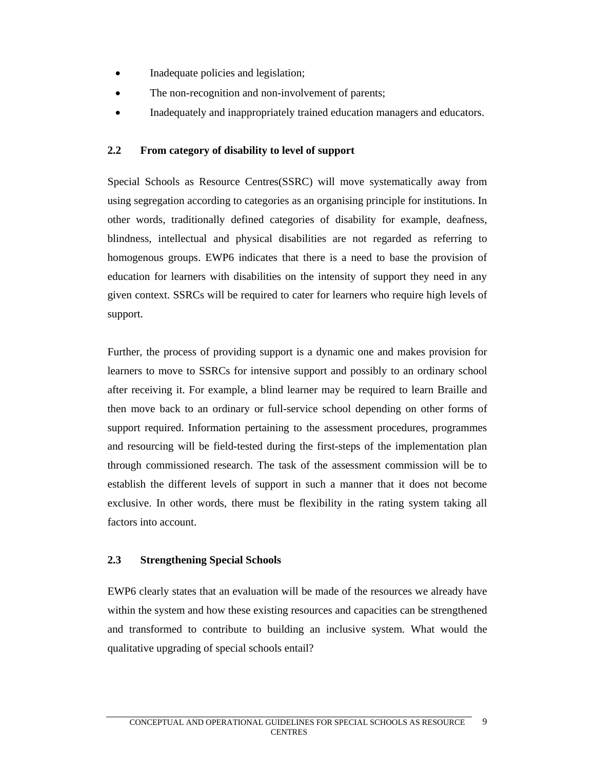- Inadequate policies and legislation;
- The non-recognition and non-involvement of parents;
- Inadequately and inappropriately trained education managers and educators.

## 2.2 From category of disability to level of support

Special Schools as Resource Centres(SSRC) will move systematically away from using segregation according to categories as an organising principle for institutions. In other words, traditionally defined categories of disability for example, deafness, blindness, intellectual and physical disabilities are not regarded as referring to homogenous groups. EWP6 indicates that there is a need to base the provision of education for learners with disabilities on the intensity of support they need in any given context. SSRCs will be required to cater for learners who require high levels of support.

Further, the process of providing support is a dynamic one and makes provision for learners to move to SSRCs for intensive support and possibly to an ordinary school after receiving it. For example, a blind learner may be required to learn Braille and then move back to an ordinary or full-service school depending on other forms of support required. Information pertaining to the assessment procedures, programmes and resourcing will be field-tested during the first-steps of the implementation plan through commissioned research. The task of the assessment commission will be to establish the different levels of support in such a manner that it does not become exclusive. In other words, there must be flexibility in the rating system taking all factors into account.

## 2.3 Strengthening Special Schools

EWP6 clearly states that an evaluation will be made of the resources we already have within the system and how these existing resources and capacities can be strengthened and transformed to contribute to building an inclusive system. What would the qualitative upgrading of special schools entail?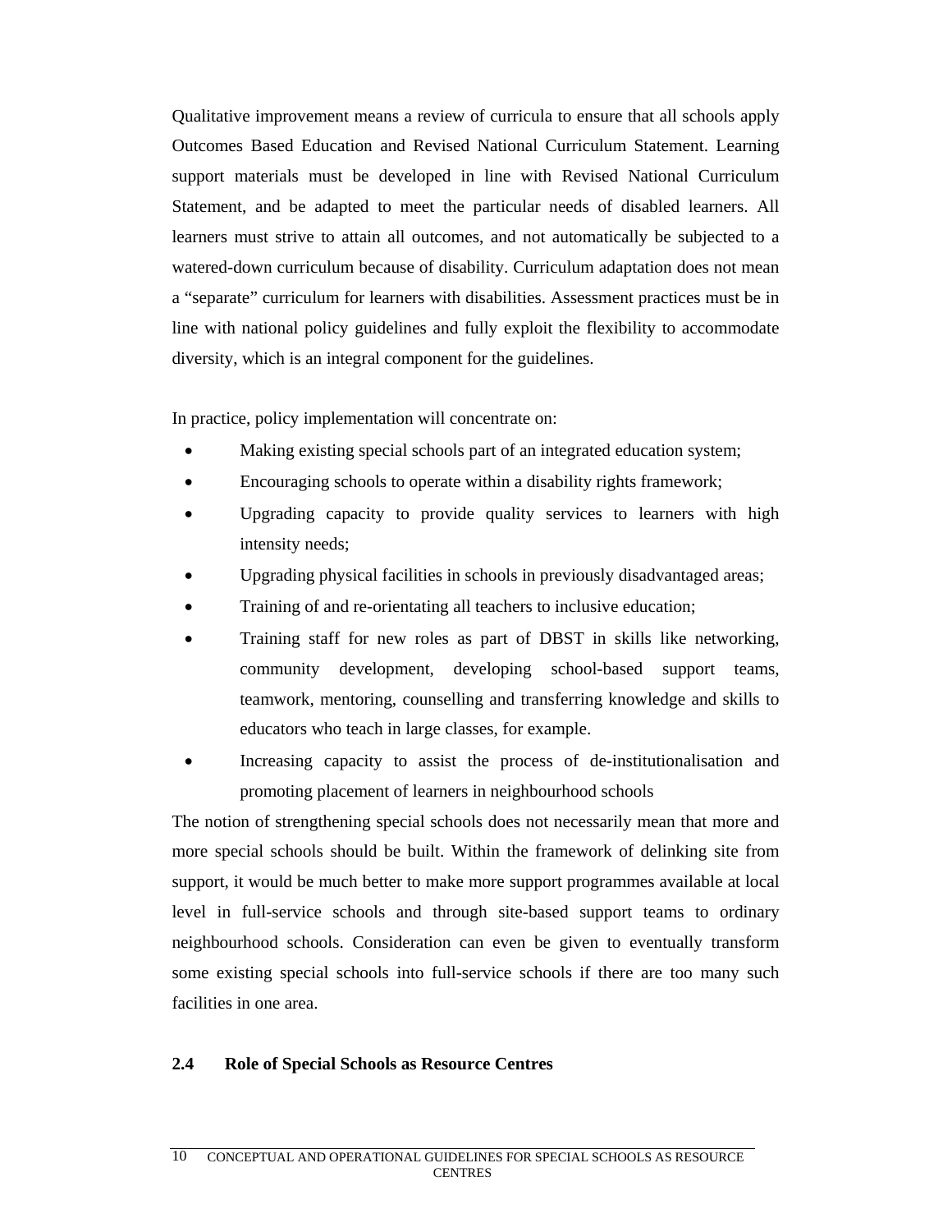Qualitative improvement means a review of curricula to ensure that all schools apply Outcomes Based Education and Revised National Curriculum Statement. Learning support materials must be developed in line with Revised National Curriculum Statement, and be adapted to meet the particular needs of disabled learners. All learners must strive to attain all outcomes, and not automatically be subjected to a watered-down curriculum because of disability. Curriculum adaptation does not mean a "separate" curriculum for learners with disabilities. Assessment practices must be in line with national policy guidelines and fully exploit the flexibility to accommodate diversity, which is an integral component for the guidelines.

In practice, policy implementation will concentrate on:

- Making existing special schools part of an integrated education system;
- Encouraging schools to operate within a disability rights framework;
- Upgrading capacity to provide quality services to learners with high intensity needs;
- Upgrading physical facilities in schools in previously disadvantaged areas;
- Training of and re-orientating all teachers to inclusive education;
- Training staff for new roles as part of DBST in skills like networking, community development, developing school-based support teams, teamwork, mentoring, counselling and transferring knowledge and skills to educators who teach in large classes, for example.
- Increasing capacity to assist the process of de-institutionalisation and promoting placement of learners in neighbourhood schools

The notion of strengthening special schools does not necessarily mean that more and more special schools should be built. Within the framework of delinking site from support, it would be much better to make more support programmes available at local level in full-service schools and through site-based support teams to ordinary neighbourhood schools. Consideration can even be given to eventually transform some existing special schools into full-service schools if there are too many such facilities in one area.

## 2.4 Role of Special Schools as Resource Centres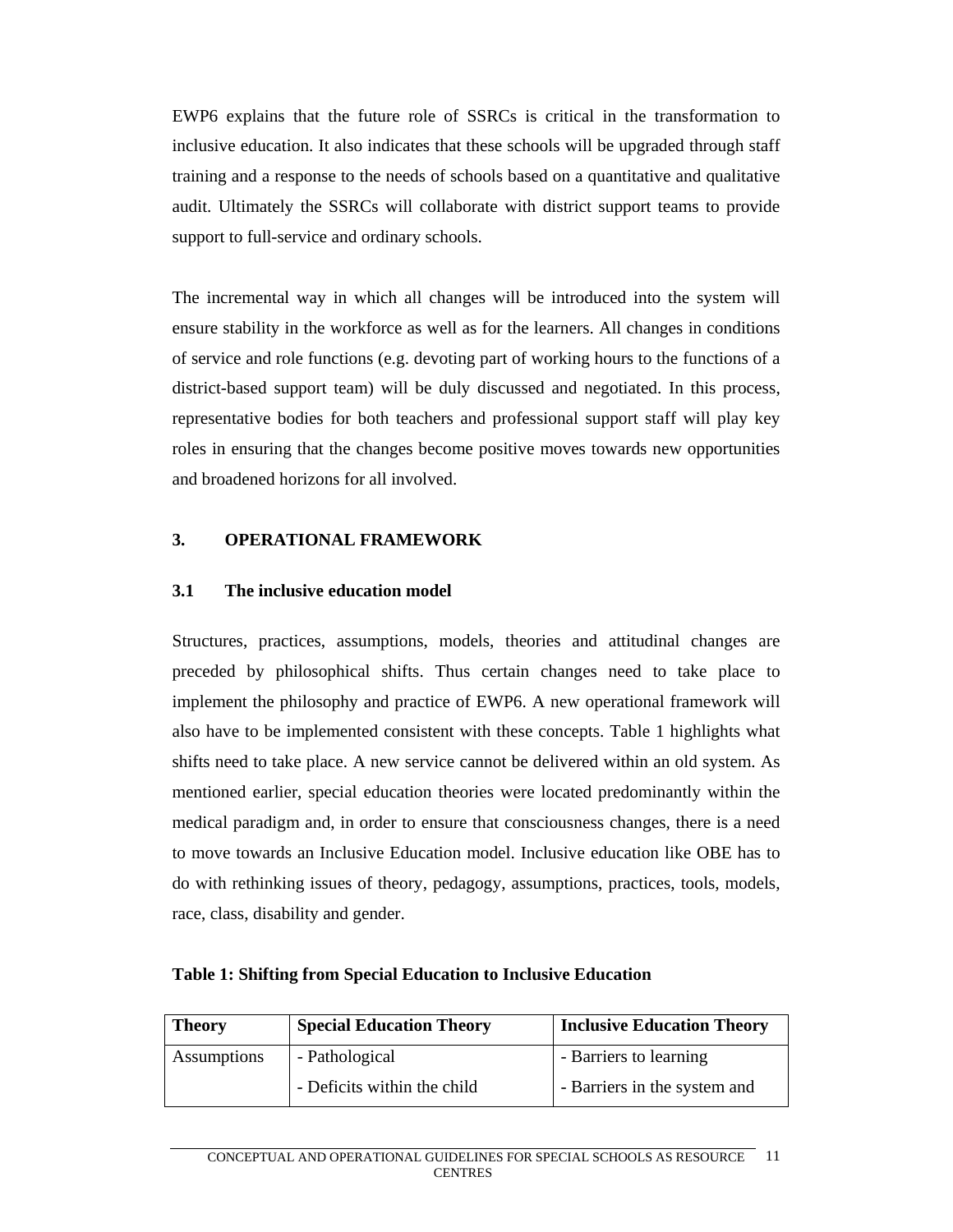EWP6 explains that the future role of SSRCs is critical in the transformation to inclusive education. It also indicates that these schools will be upgraded through staff training and a response to the needs of schools based on a quantitative and qualitative audit. Ultimately the SSRCs will collaborate with district support teams to provide support to full-service and ordinary schools.

The incremental way in which all changes will be introduced into the system will ensure stability in the workforce as well as for the learners. All changes in conditions of service and role functions (e.g. devoting part of working hours to the functions of a district-based support team) will be duly discussed and negotiated. In this process, representative bodies for both teachers and professional support staff will play key roles in ensuring that the changes become positive moves towards new opportunities and broadened horizons for all involved.

## 3. OPERATIONAL FRAMEWORK

### 3.1 The inclusive education model

Structures, practices, assumptions, models, theories and attitudinal changes are preceded by philosophical shifts. Thus certain changes need to take place to implement the philosophy and practice of EWP6. A new operational framework will also have to be implemented consistent with these concepts. Table 1 highlights what shifts need to take place. A new service cannot be delivered within an old system. As mentioned earlier, special education theories were located predominantly within the medical paradigm and, in order to ensure that consciousness changes, there is a need to move towards an Inclusive Education model. Inclusive education like OBE has to do with rethinking issues of theory, pedagogy, assumptions, practices, tools, models, race, class, disability and gender.

**Table 1: Shifting from Special Education to Inclusive Education**

| Theory | Special Education Theory | Inclusive Education Theory |
|---|---|---|
| Assumptions | - Pathological<br>- Deficits within the child | - Barriers to learning<br>- Barriers in the system and |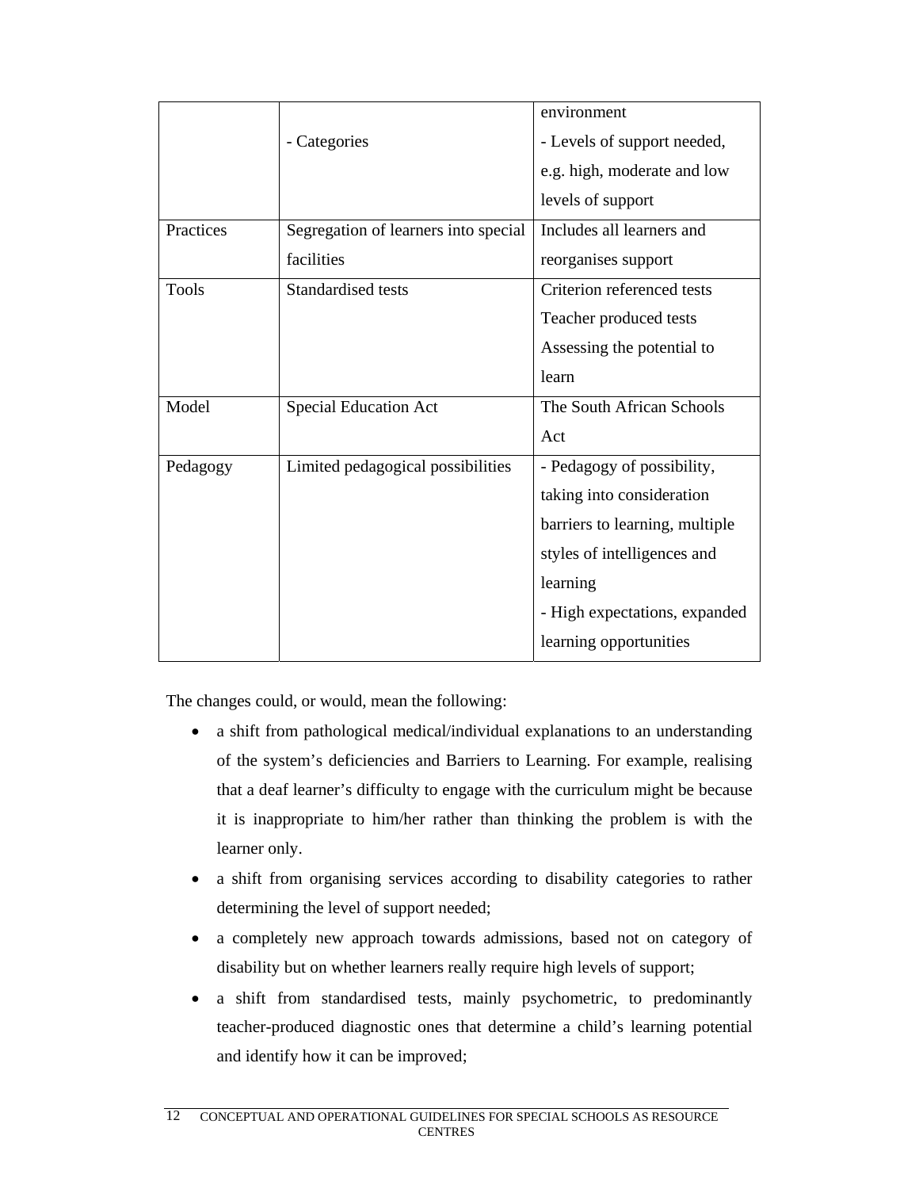| | | environment |
|---|---|---|
| | - Categories | - Levels of support needed, e.g. high, moderate and low levels of support |
| Practices | Segregation of learners into special facilities | Includes all learners and reorganises support |
| Tools | Standardised tests | Criterion referenced tests<br>Teacher produced tests<br>Assessing the potential to learn |
| Model | Special Education Act | The South African Schools Act |
| Pedagogy | Limited pedagogical possibilities | - Pedagogy of possibility, taking into consideration barriers to learning, multiple styles of intelligences and learning<br>- High expectations, expanded learning opportunities |

The changes could, or would, mean the following:

- a shift from pathological medical/individual explanations to an understanding of the system's deficiencies and Barriers to Learning. For example, realising that a deaf learner's difficulty to engage with the curriculum might be because it is inappropriate to him/her rather than thinking the problem is with the learner only.
- a shift from organising services according to disability categories to rather determining the level of support needed;
- a completely new approach towards admissions, based not on category of disability but on whether learners really require high levels of support;
- a shift from standardised tests, mainly psychometric, to predominantly teacher-produced diagnostic ones that determine a child's learning potential and identify how it can be improved;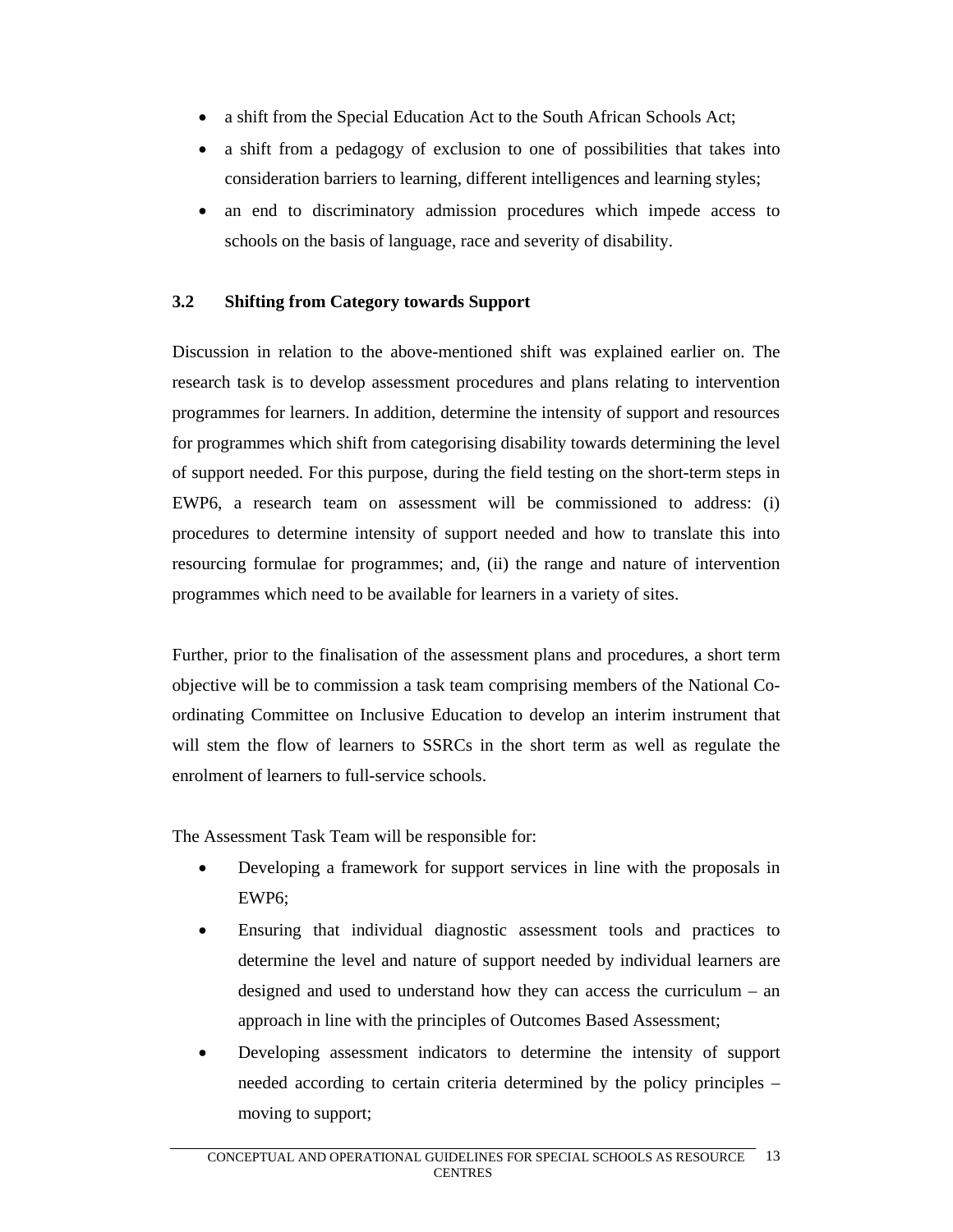- a shift from the Special Education Act to the South African Schools Act;
- a shift from a pedagogy of exclusion to one of possibilities that takes into consideration barriers to learning, different intelligences and learning styles;
- an end to discriminatory admission procedures which impede access to schools on the basis of language, race and severity of disability.

### 3.2 Shifting from Category towards Support

Discussion in relation to the above-mentioned shift was explained earlier on. The research task is to develop assessment procedures and plans relating to intervention programmes for learners. In addition, determine the intensity of support and resources for programmes which shift from categorising disability towards determining the level of support needed. For this purpose, during the field testing on the short-term steps in EWP6, a research team on assessment will be commissioned to address: (i) procedures to determine intensity of support needed and how to translate this into resourcing formulae for programmes; and, (ii) the range and nature of intervention programmes which need to be available for learners in a variety of sites.

Further, prior to the finalisation of the assessment plans and procedures, a short term objective will be to commission a task team comprising members of the National Co-ordinating Committee on Inclusive Education to develop an interim instrument that will stem the flow of learners to SSRCs in the short term as well as regulate the enrolment of learners to full-service schools.

The Assessment Task Team will be responsible for:

- Developing a framework for support services in line with the proposals in EWP6;
- Ensuring that individual diagnostic assessment tools and practices to determine the level and nature of support needed by individual learners are designed and used to understand how they can access the curriculum – an approach in line with the principles of Outcomes Based Assessment;
- Developing assessment indicators to determine the intensity of support needed according to certain criteria determined by the policy principles – moving to support;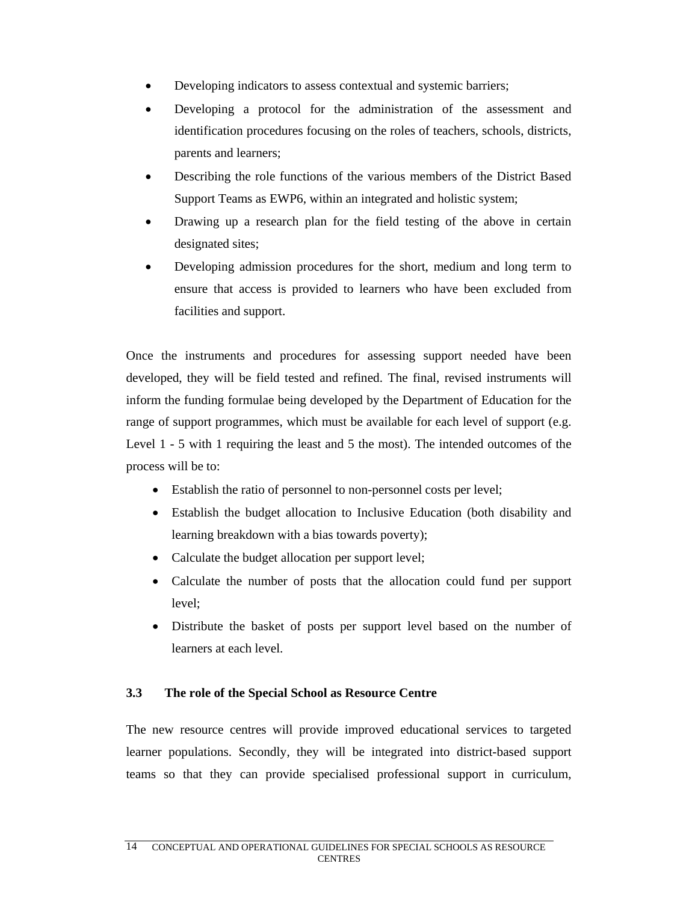- Developing indicators to assess contextual and systemic barriers;
- Developing a protocol for the administration of the assessment and identification procedures focusing on the roles of teachers, schools, districts, parents and learners;
- Describing the role functions of the various members of the District Based Support Teams as EWP6, within an integrated and holistic system;
- Drawing up a research plan for the field testing of the above in certain designated sites;
- Developing admission procedures for the short, medium and long term to ensure that access is provided to learners who have been excluded from facilities and support.

Once the instruments and procedures for assessing support needed have been developed, they will be field tested and refined. The final, revised instruments will inform the funding formulae being developed by the Department of Education for the range of support programmes, which must be available for each level of support (e.g. Level 1 - 5 with 1 requiring the least and 5 the most). The intended outcomes of the process will be to:

- Establish the ratio of personnel to non-personnel costs per level;
- Establish the budget allocation to Inclusive Education (both disability and learning breakdown with a bias towards poverty);
- Calculate the budget allocation per support level;
- Calculate the number of posts that the allocation could fund per support level;
- Distribute the basket of posts per support level based on the number of learners at each level.

### 3.3 The role of the Special School as Resource Centre

The new resource centres will provide improved educational services to targeted learner populations. Secondly, they will be integrated into district-based support teams so that they can provide specialised professional support in curriculum,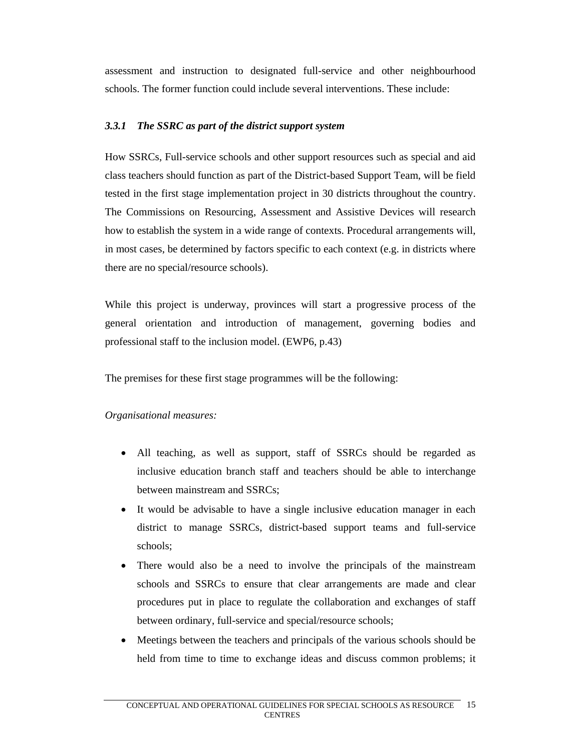assessment and instruction to designated full-service and other neighbourhood schools. The former function could include several interventions. These include:

### *3.3.1 The SSRC as part of the district support system*

How SSRCs, Full-service schools and other support resources such as special and aid class teachers should function as part of the District-based Support Team, will be field tested in the first stage implementation project in 30 districts throughout the country. The Commissions on Resourcing, Assessment and Assistive Devices will research how to establish the system in a wide range of contexts. Procedural arrangements will, in most cases, be determined by factors specific to each context (e.g. in districts where there are no special/resource schools).

While this project is underway, provinces will start a progressive process of the general orientation and introduction of management, governing bodies and professional staff to the inclusion model. (EWP6, p.43)

The premises for these first stage programmes will be the following:

*Organisational measures:*

- All teaching, as well as support, staff of SSRCs should be regarded as inclusive education branch staff and teachers should be able to interchange between mainstream and SSRCs;
- It would be advisable to have a single inclusive education manager in each district to manage SSRCs, district-based support teams and full-service schools;
- There would also be a need to involve the principals of the mainstream schools and SSRCs to ensure that clear arrangements are made and clear procedures put in place to regulate the collaboration and exchanges of staff between ordinary, full-service and special/resource schools;
- Meetings between the teachers and principals of the various schools should be held from time to time to exchange ideas and discuss common problems; it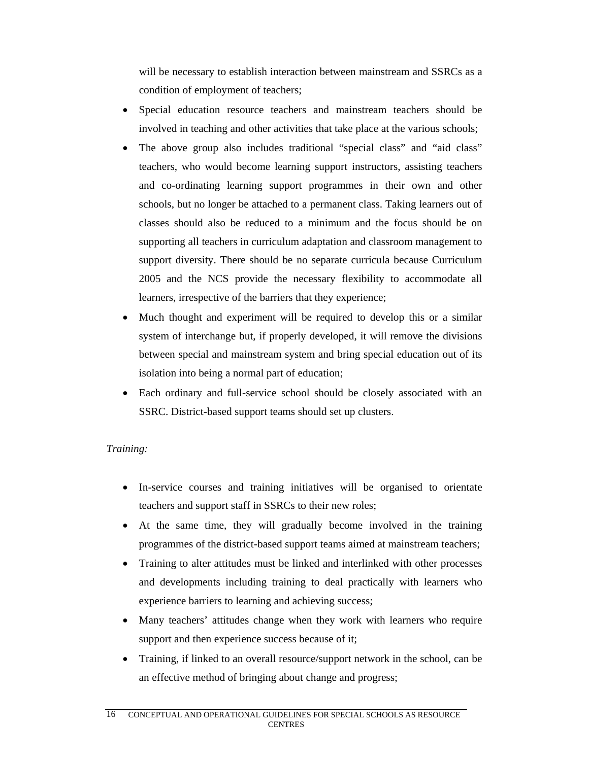will be necessary to establish interaction between mainstream and SSRCs as a condition of employment of teachers;

- Special education resource teachers and mainstream teachers should be involved in teaching and other activities that take place at the various schools;
- The above group also includes traditional “special class” and “aid class” teachers, who would become learning support instructors, assisting teachers and co-ordinating learning support programmes in their own and other schools, but no longer be attached to a permanent class. Taking learners out of classes should also be reduced to a minimum and the focus should be on supporting all teachers in curriculum adaptation and classroom management to support diversity. There should be no separate curricula because Curriculum 2005 and the NCS provide the necessary flexibility to accommodate all learners, irrespective of the barriers that they experience;
- Much thought and experiment will be required to develop this or a similar system of interchange but, if properly developed, it will remove the divisions between special and mainstream system and bring special education out of its isolation into being a normal part of education;
- Each ordinary and full-service school should be closely associated with an SSRC. District-based support teams should set up clusters.

*Training:*

- In-service courses and training initiatives will be organised to orientate teachers and support staff in SSRCs to their new roles;
- At the same time, they will gradually become involved in the training programmes of the district-based support teams aimed at mainstream teachers;
- Training to alter attitudes must be linked and interlinked with other processes and developments including training to deal practically with learners who experience barriers to learning and achieving success;
- Many teachers’ attitudes change when they work with learners who require support and then experience success because of it;
- Training, if linked to an overall resource/support network in the school, can be an effective method of bringing about change and progress;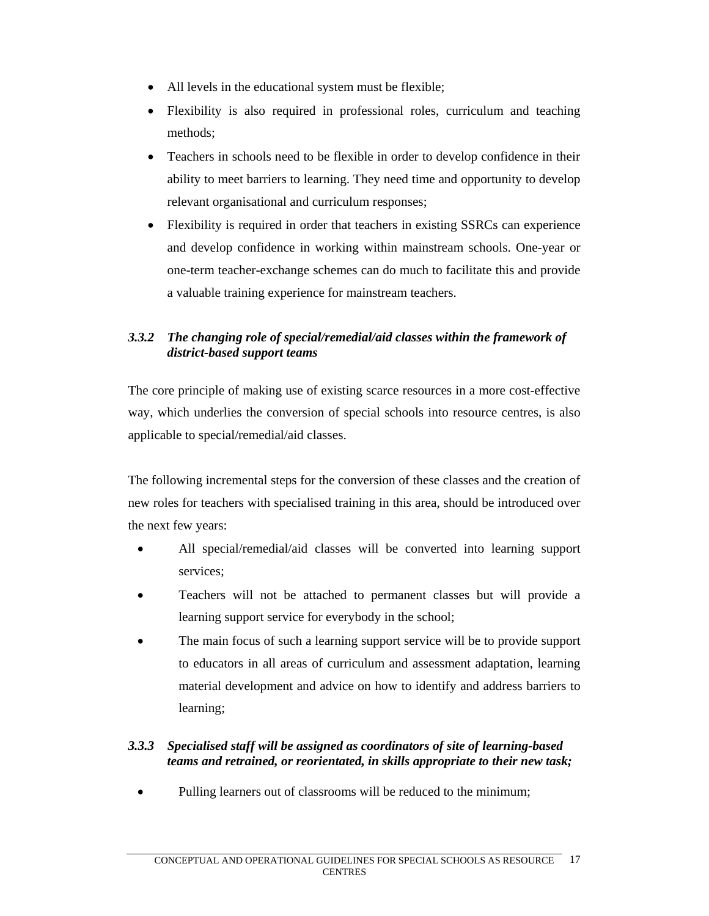- All levels in the educational system must be flexible;
- Flexibility is also required in professional roles, curriculum and teaching methods;
- Teachers in schools need to be flexible in order to develop confidence in their ability to meet barriers to learning. They need time and opportunity to develop relevant organisational and curriculum responses;
- Flexibility is required in order that teachers in existing SSRCs can experience and develop confidence in working within mainstream schools. One-year or one-term teacher-exchange schemes can do much to facilitate this and provide a valuable training experience for mainstream teachers.

### *3.3.2 The changing role of special/remedial/aid classes within the framework of district-based support teams*

The core principle of making use of existing scarce resources in a more cost-effective way, which underlies the conversion of special schools into resource centres, is also applicable to special/remedial/aid classes.

The following incremental steps for the conversion of these classes and the creation of new roles for teachers with specialised training in this area, should be introduced over the next few years:

- All special/remedial/aid classes will be converted into learning support services;
- Teachers will not be attached to permanent classes but will provide a learning support service for everybody in the school;
- The main focus of such a learning support service will be to provide support to educators in all areas of curriculum and assessment adaptation, learning material development and advice on how to identify and address barriers to learning;

### *3.3.3 Specialised staff will be assigned as coordinators of site of learning-based teams and retrained, or reorientated, in skills appropriate to their new task;*

- Pulling learners out of classrooms will be reduced to the minimum;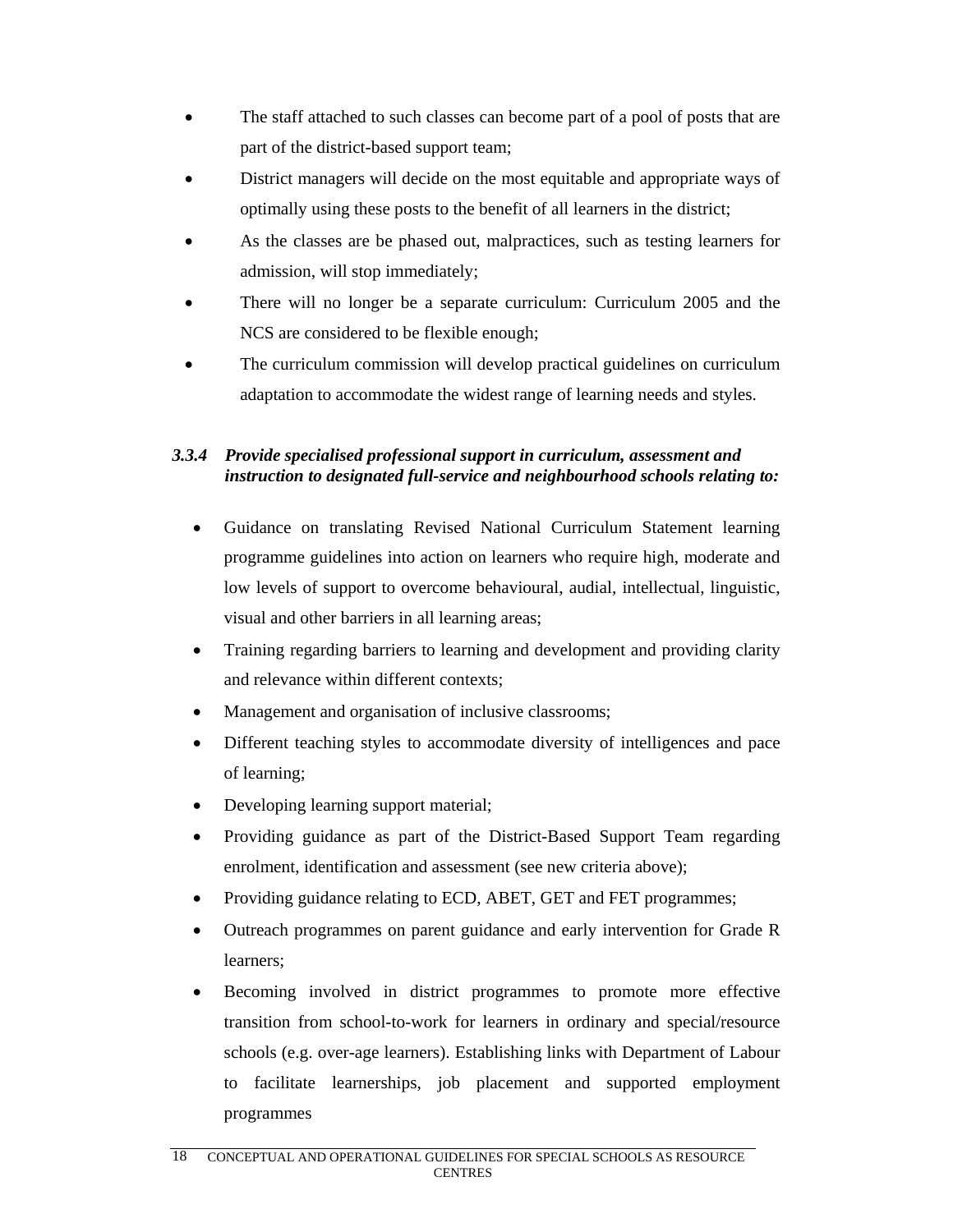- The staff attached to such classes can become part of a pool of posts that are part of the district-based support team;
- District managers will decide on the most equitable and appropriate ways of optimally using these posts to the benefit of all learners in the district;
- As the classes are be phased out, malpractices, such as testing learners for admission, will stop immediately;
- There will no longer be a separate curriculum: Curriculum 2005 and the NCS are considered to be flexible enough;
- The curriculum commission will develop practical guidelines on curriculum adaptation to accommodate the widest range of learning needs and styles.

#### *3.3.4 Provide specialised professional support in curriculum, assessment and instruction to designated full-service and neighbourhood schools relating to:*

- Guidance on translating Revised National Curriculum Statement learning programme guidelines into action on learners who require high, moderate and low levels of support to overcome behavioural, audial, intellectual, linguistic, visual and other barriers in all learning areas;
- Training regarding barriers to learning and development and providing clarity and relevance within different contexts;
- Management and organisation of inclusive classrooms;
- Different teaching styles to accommodate diversity of intelligences and pace of learning;
- Developing learning support material;
- Providing guidance as part of the District-Based Support Team regarding enrolment, identification and assessment (see new criteria above);
- Providing guidance relating to ECD, ABET, GET and FET programmes;
- Outreach programmes on parent guidance and early intervention for Grade R learners;
- Becoming involved in district programmes to promote more effective transition from school-to-work for learners in ordinary and special/resource schools (e.g. over-age learners). Establishing links with Department of Labour to facilitate learnerships, job placement and supported employment programmes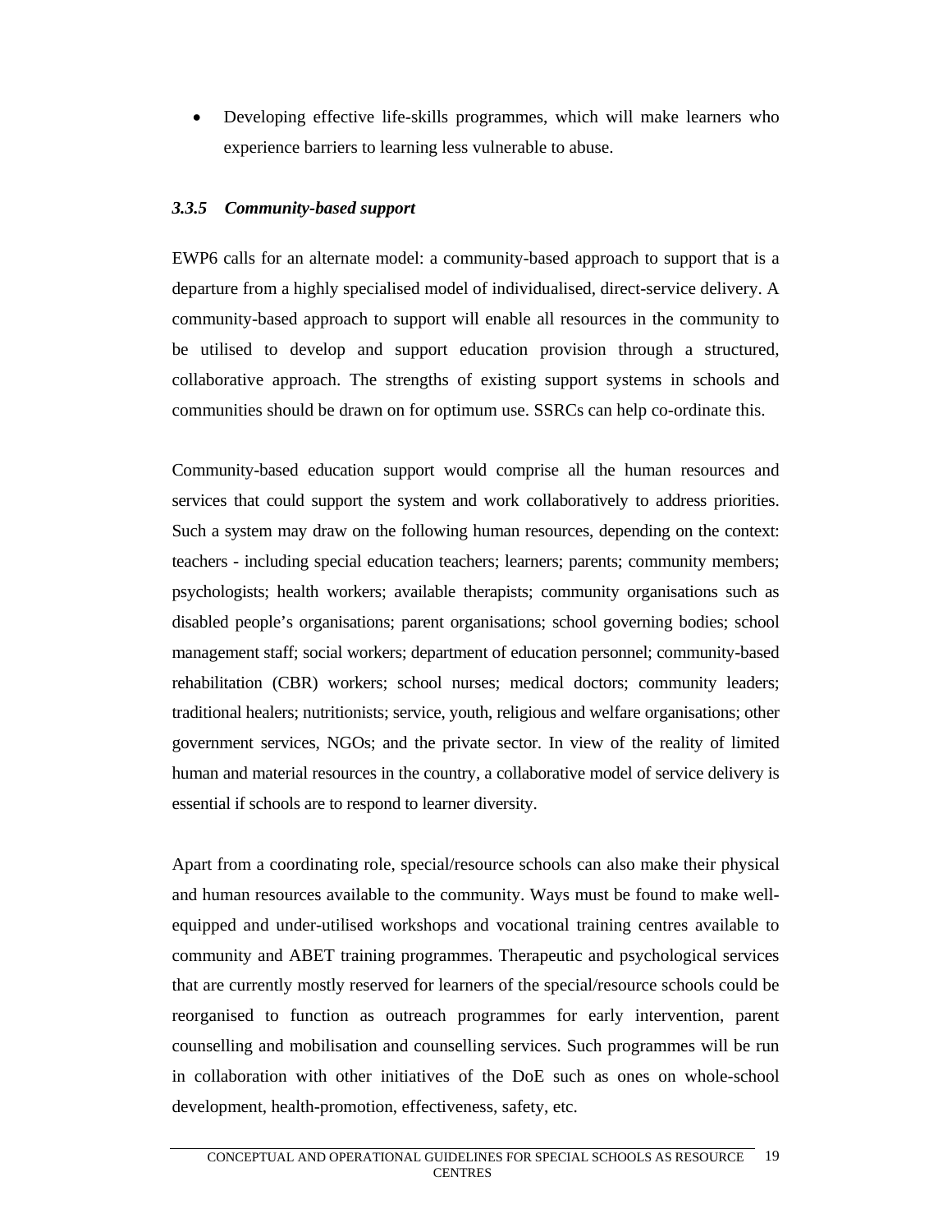- Developing effective life-skills programmes, which will make learners who experience barriers to learning less vulnerable to abuse.

### *3.3.5 Community-based support*

EWP6 calls for an alternate model: a community-based approach to support that is a departure from a highly specialised model of individualised, direct-service delivery. A community-based approach to support will enable all resources in the community to be utilised to develop and support education provision through a structured, collaborative approach. The strengths of existing support systems in schools and communities should be drawn on for optimum use. SSRCs can help co-ordinate this.

Community-based education support would comprise all the human resources and services that could support the system and work collaboratively to address priorities. Such a system may draw on the following human resources, depending on the context: teachers - including special education teachers; learners; parents; community members; psychologists; health workers; available therapists; community organisations such as disabled people's organisations; parent organisations; school governing bodies; school management staff; social workers; department of education personnel; community-based rehabilitation (CBR) workers; school nurses; medical doctors; community leaders; traditional healers; nutritionists; service, youth, religious and welfare organisations; other government services, NGOs; and the private sector. In view of the reality of limited human and material resources in the country, a collaborative model of service delivery is essential if schools are to respond to learner diversity.

Apart from a coordinating role, special/resource schools can also make their physical and human resources available to the community. Ways must be found to make well-equipped and under-utilised workshops and vocational training centres available to community and ABET training programmes. Therapeutic and psychological services that are currently mostly reserved for learners of the special/resource schools could be reorganised to function as outreach programmes for early intervention, parent counselling and mobilisation and counselling services. Such programmes will be run in collaboration with other initiatives of the DoE such as ones on whole-school development, health-promotion, effectiveness, safety, etc.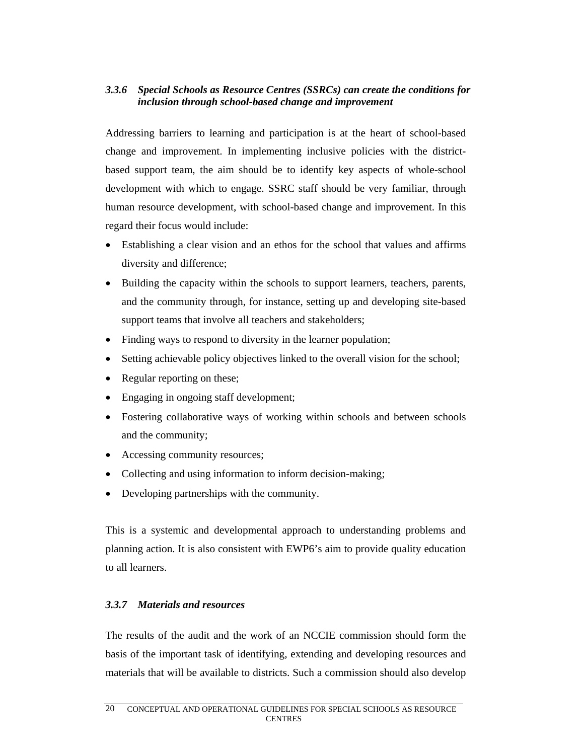### *3.3.6 Special Schools as Resource Centres (SSRCs) can create the conditions for inclusion through school-based change and improvement*

Addressing barriers to learning and participation is at the heart of school-based change and improvement. In implementing inclusive policies with the district-based support team, the aim should be to identify key aspects of whole-school development with which to engage. SSRC staff should be very familiar, through human resource development, with school-based change and improvement. In this regard their focus would include:

- Establishing a clear vision and an ethos for the school that values and affirms diversity and difference;
- Building the capacity within the schools to support learners, teachers, parents, and the community through, for instance, setting up and developing site-based support teams that involve all teachers and stakeholders;
- Finding ways to respond to diversity in the learner population;
- Setting achievable policy objectives linked to the overall vision for the school;
- Regular reporting on these;
- Engaging in ongoing staff development;
- Fostering collaborative ways of working within schools and between schools and the community;
- Accessing community resources;
- Collecting and using information to inform decision-making;
- Developing partnerships with the community.

This is a systemic and developmental approach to understanding problems and planning action. It is also consistent with EWP6's aim to provide quality education to all learners.

### *3.3.7 Materials and resources*

The results of the audit and the work of an NCCIE commission should form the basis of the important task of identifying, extending and developing resources and materials that will be available to districts. Such a commission should also develop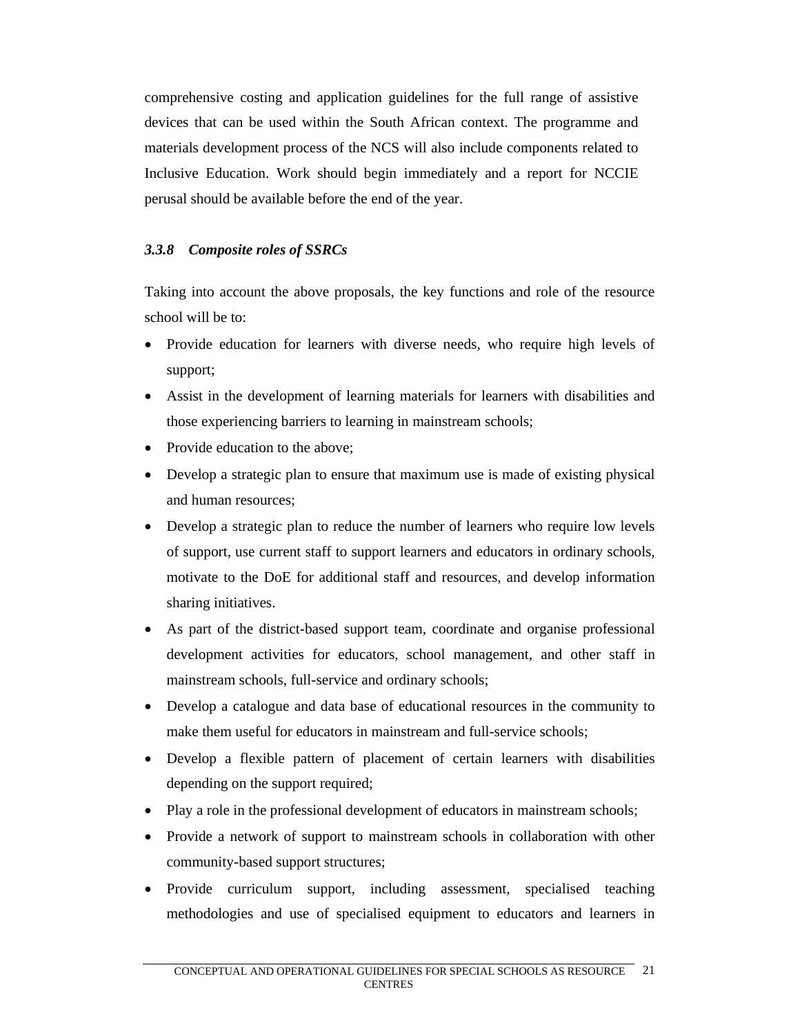comprehensive costing and application guidelines for the full range of assistive devices that can be used within the South African context. The programme and materials development process of the NCS will also include components related to Inclusive Education. Work should begin immediately and a report for NCCIE perusal should be available before the end of the year.

### *3.3.8 Composite roles of SSRCs*

Taking into account the above proposals, the key functions and role of the resource school will be to:

- Provide education for learners with diverse needs, who require high levels of support;
- Assist in the development of learning materials for learners with disabilities and those experiencing barriers to learning in mainstream schools;
- Provide education to the above;
- Develop a strategic plan to ensure that maximum use is made of existing physical and human resources;
- Develop a strategic plan to reduce the number of learners who require low levels of support, use current staff to support learners and educators in ordinary schools, motivate to the DoE for additional staff and resources, and develop information sharing initiatives.
- As part of the district-based support team, coordinate and organise professional development activities for educators, school management, and other staff in mainstream schools, full-service and ordinary schools;
- Develop a catalogue and data base of educational resources in the community to make them useful for educators in mainstream and full-service schools;
- Develop a flexible pattern of placement of certain learners with disabilities depending on the support required;
- Play a role in the professional development of educators in mainstream schools;
- Provide a network of support to mainstream schools in collaboration with other community-based support structures;
- Provide curriculum support, including assessment, specialised teaching methodologies and use of specialised equipment to educators and learners in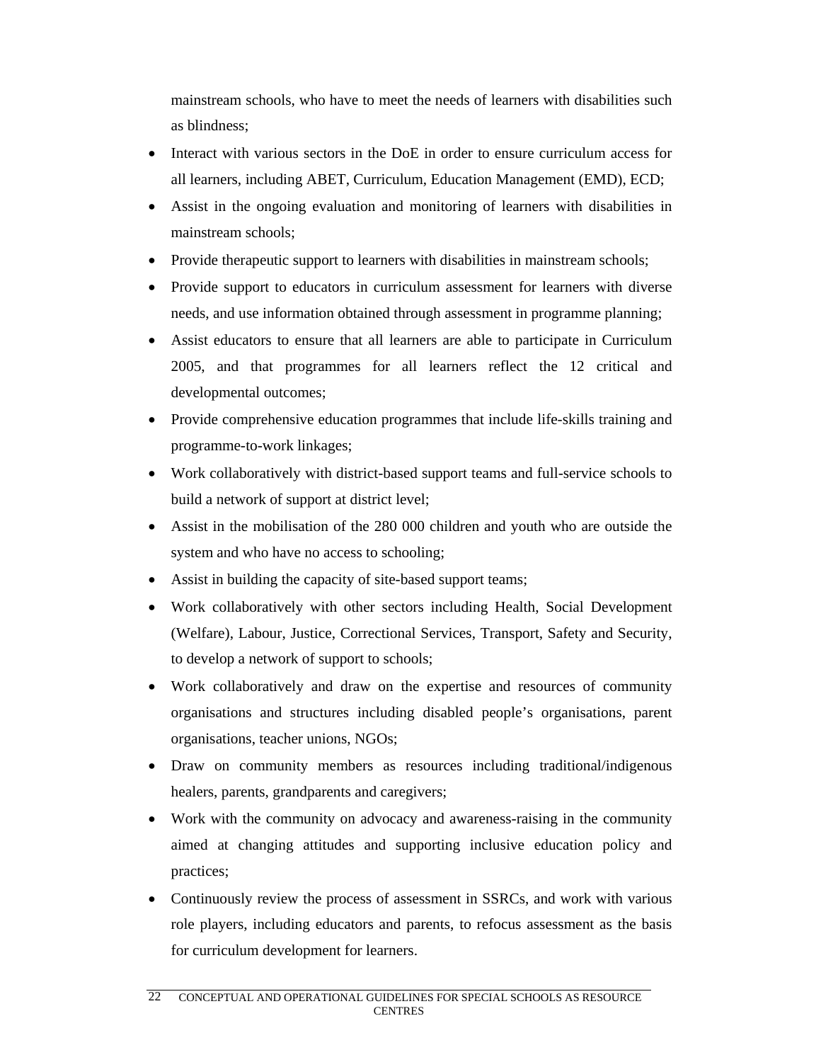mainstream schools, who have to meet the needs of learners with disabilities such as blindness;

- Interact with various sectors in the DoE in order to ensure curriculum access for all learners, including ABET, Curriculum, Education Management (EMD), ECD;
- Assist in the ongoing evaluation and monitoring of learners with disabilities in mainstream schools;
- Provide therapeutic support to learners with disabilities in mainstream schools;
- Provide support to educators in curriculum assessment for learners with diverse needs, and use information obtained through assessment in programme planning;
- Assist educators to ensure that all learners are able to participate in Curriculum 2005, and that programmes for all learners reflect the 12 critical and developmental outcomes;
- Provide comprehensive education programmes that include life-skills training and programme-to-work linkages;
- Work collaboratively with district-based support teams and full-service schools to build a network of support at district level;
- Assist in the mobilisation of the 280 000 children and youth who are outside the system and who have no access to schooling;
- Assist in building the capacity of site-based support teams;
- Work collaboratively with other sectors including Health, Social Development (Welfare), Labour, Justice, Correctional Services, Transport, Safety and Security, to develop a network of support to schools;
- Work collaboratively and draw on the expertise and resources of community organisations and structures including disabled people's organisations, parent organisations, teacher unions, NGOs;
- Draw on community members as resources including traditional/indigenous healers, parents, grandparents and caregivers;
- Work with the community on advocacy and awareness-raising in the community aimed at changing attitudes and supporting inclusive education policy and practices;
- Continuously review the process of assessment in SSRCs, and work with various role players, including educators and parents, to refocus assessment as the basis for curriculum development for learners.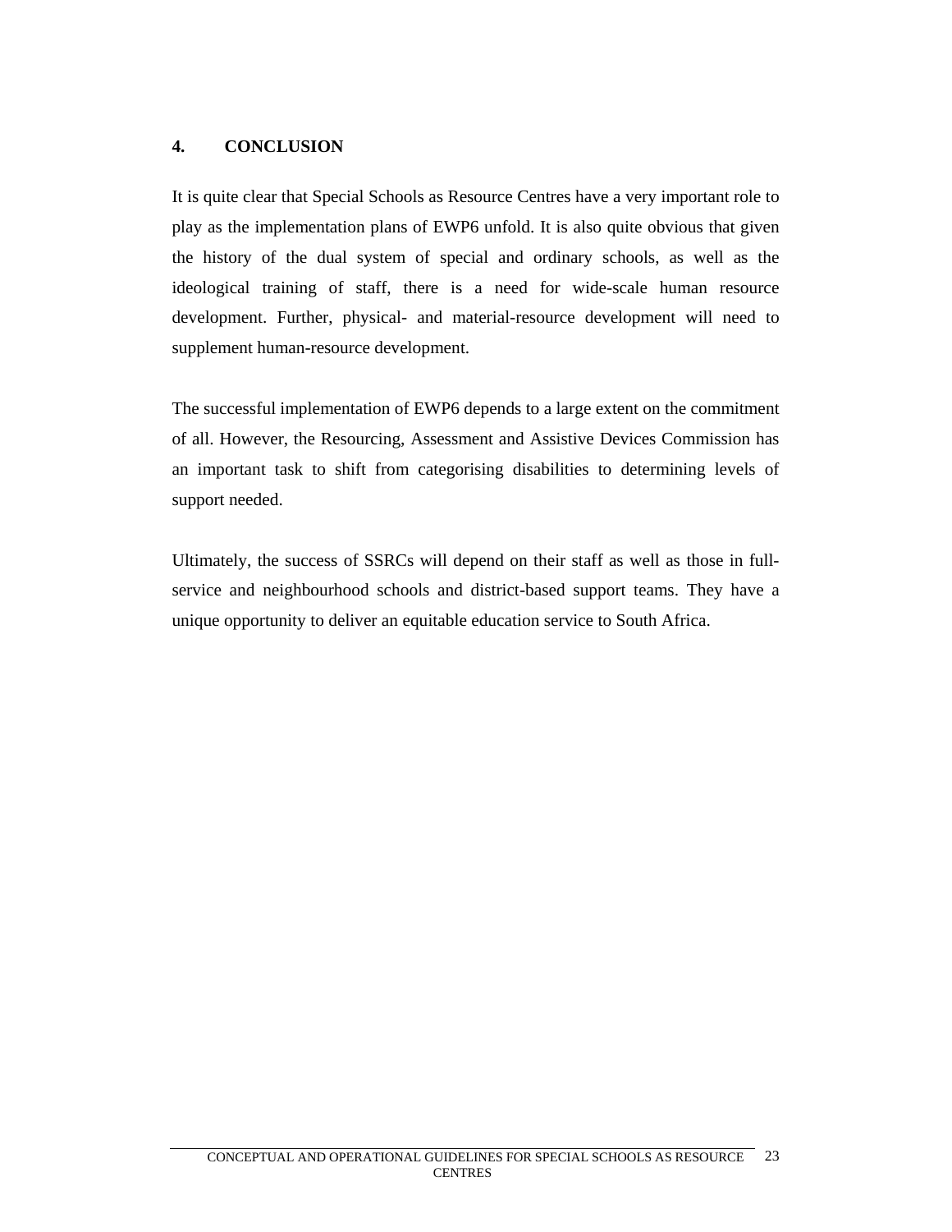## 4. CONCLUSION

It is quite clear that Special Schools as Resource Centres have a very important role to play as the implementation plans of EWP6 unfold. It is also quite obvious that given the history of the dual system of special and ordinary schools, as well as the ideological training of staff, there is a need for wide-scale human resource development. Further, physical- and material-resource development will need to supplement human-resource development.

The successful implementation of EWP6 depends to a large extent on the commitment of all. However, the Resourcing, Assessment and Assistive Devices Commission has an important task to shift from categorising disabilities to determining levels of support needed.

Ultimately, the success of SSRCs will depend on their staff as well as those in full-service and neighbourhood schools and district-based support teams. They have a unique opportunity to deliver an equitable education service to South Africa.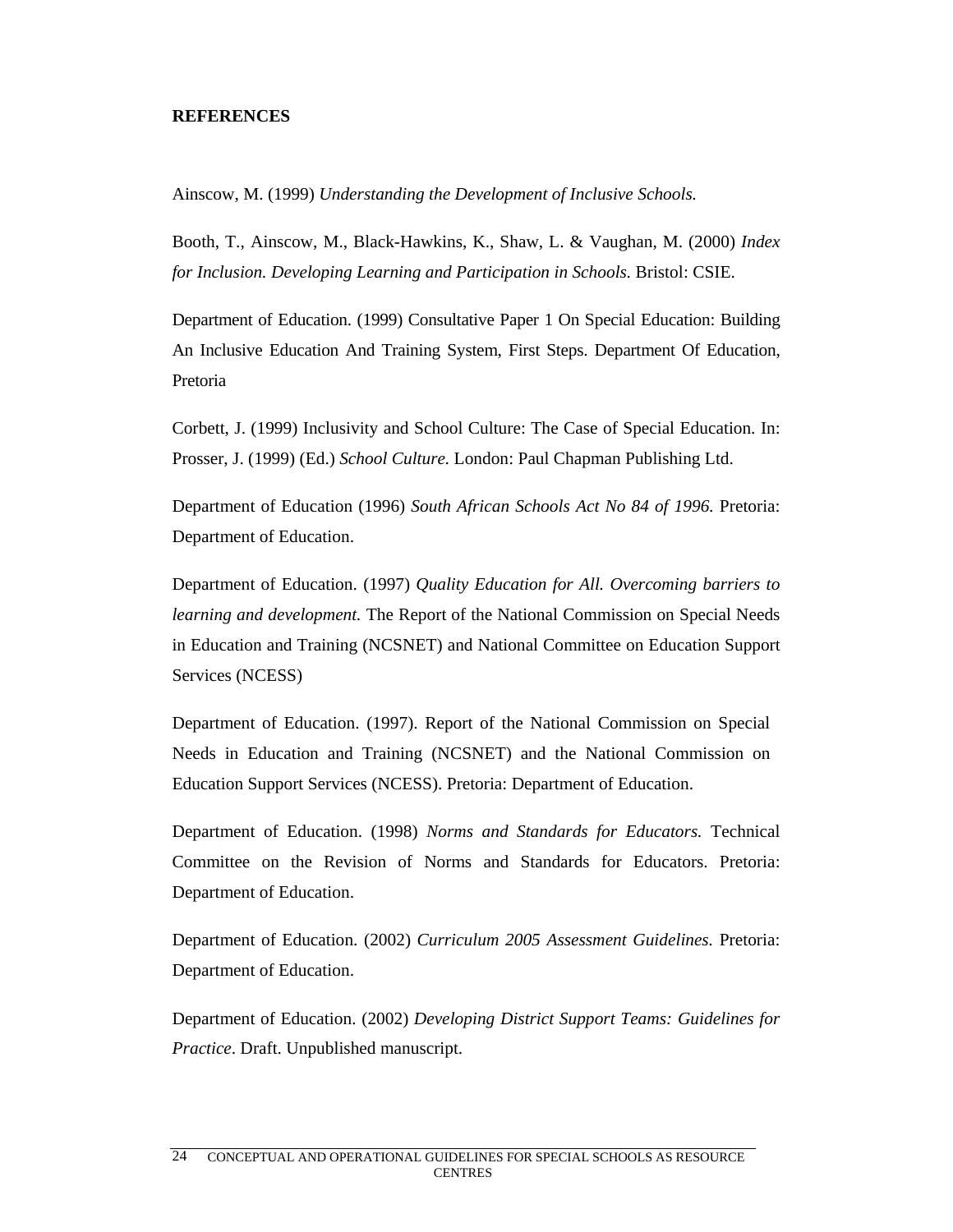**REFERENCES**

Ainscow, M. (1999) *Understanding the Development of Inclusive Schools.*

Booth, T., Ainscow, M., Black-Hawkins, K., Shaw, L. & Vaughan, M. (2000) *Index for Inclusion. Developing Learning and Participation in Schools.* Bristol: CSIE.

Department of Education. (1999) Consultative Paper 1 On Special Education: Building An Inclusive Education And Training System, First Steps. Department Of Education, Pretoria

Corbett, J. (1999) Inclusivity and School Culture: The Case of Special Education. In: Prosser, J. (1999) (Ed.) *School Culture.* London: Paul Chapman Publishing Ltd.

Department of Education (1996) *South African Schools Act No 84 of 1996.* Pretoria: Department of Education.

Department of Education. (1997) *Quality Education for All. Overcoming barriers to learning and development.* The Report of the National Commission on Special Needs in Education and Training (NCSNET) and National Committee on Education Support Services (NCESS)

Department of Education. (1997). Report of the National Commission on Special Needs in Education and Training (NCSNET) and the National Commission on Education Support Services (NCESS). Pretoria: Department of Education.

Department of Education. (1998) *Norms and Standards for Educators.* Technical Committee on the Revision of Norms and Standards for Educators. Pretoria: Department of Education.

Department of Education. (2002) *Curriculum 2005 Assessment Guidelines.* Pretoria: Department of Education.

Department of Education. (2002) *Developing District Support Teams: Guidelines for Practice*. Draft. Unpublished manuscript.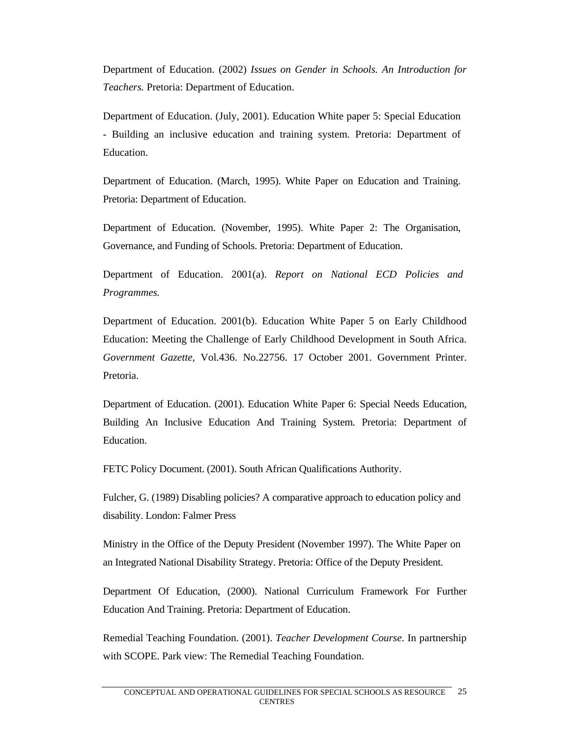Department of Education. (2002) *Issues on Gender in Schools. An Introduction for Teachers.* Pretoria: Department of Education.

Department of Education. (July, 2001). Education White paper 5: Special Education - Building an inclusive education and training system. Pretoria: Department of Education.

Department of Education. (March, 1995). White Paper on Education and Training. Pretoria: Department of Education.

Department of Education. (November, 1995). White Paper 2: The Organisation, Governance, and Funding of Schools. Pretoria: Department of Education.

Department of Education. 2001(a). *Report on National ECD Policies and Programmes.*

Department of Education. 2001(b). Education White Paper 5 on Early Childhood Education: Meeting the Challenge of Early Childhood Development in South Africa. *Government Gazette*, Vol.436. No.22756. 17 October 2001. Government Printer. Pretoria.

Department of Education. (2001). Education White Paper 6: Special Needs Education, Building An Inclusive Education And Training System. Pretoria: Department of Education.

FETC Policy Document. (2001). South African Qualifications Authority.

Fulcher, G. (1989) Disabling policies? A comparative approach to education policy and disability. London: Falmer Press

Ministry in the Office of the Deputy President (November 1997). The White Paper on an Integrated National Disability Strategy. Pretoria: Office of the Deputy President.

Department Of Education, (2000). National Curriculum Framework For Further Education And Training. Pretoria: Department of Education.

Remedial Teaching Foundation. (2001). *Teacher Development Course*. In partnership with SCOPE. Park view: The Remedial Teaching Foundation.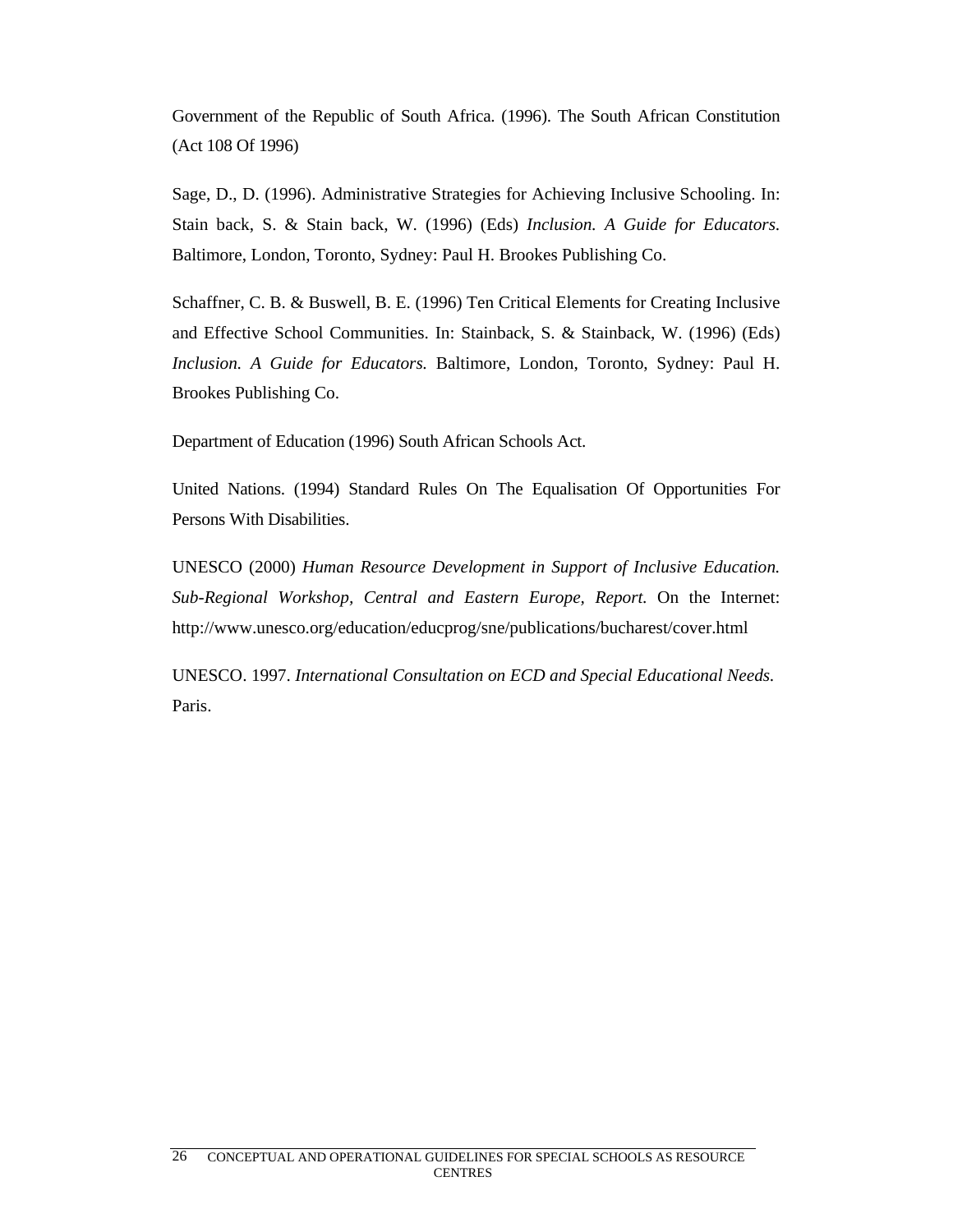Government of the Republic of South Africa. (1996). The South African Constitution (Act 108 Of 1996)

Sage, D., D. (1996). Administrative Strategies for Achieving Inclusive Schooling. In: Stain back, S. & Stain back, W. (1996) (Eds) *Inclusion. A Guide for Educators.* Baltimore, London, Toronto, Sydney: Paul H. Brookes Publishing Co.

Schaffner, C. B. & Buswell, B. E. (1996) Ten Critical Elements for Creating Inclusive and Effective School Communities. In: Stainback, S. & Stainback, W. (1996) (Eds) *Inclusion. A Guide for Educators.* Baltimore, London, Toronto, Sydney: Paul H. Brookes Publishing Co.

Department of Education (1996) South African Schools Act.

United Nations. (1994) Standard Rules On The Equalisation Of Opportunities For Persons With Disabilities.

UNESCO (2000) *Human Resource Development in Support of Inclusive Education. Sub-Regional Workshop, Central and Eastern Europe, Report.* On the Internet: http://www.unesco.org/education/educprog/sne/publications/bucharest/cover.html

UNESCO. 1997. *International Consultation on ECD and Special Educational Needs.* Paris.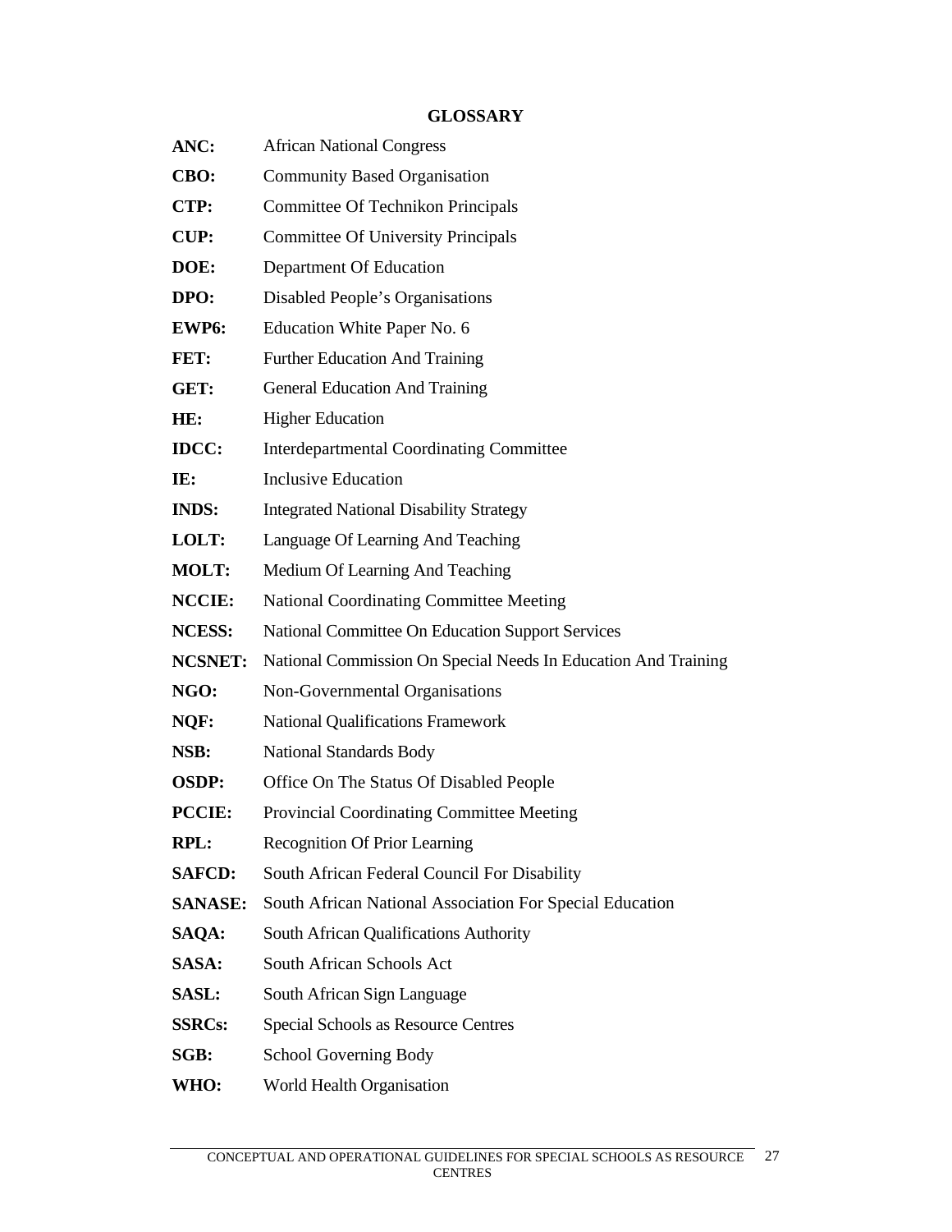## GLOSSARY

**ANC:** African National Congress

**CBO:** Community Based Organisation

**CTP:** Committee Of Technikon Principals

**CUP:** Committee Of University Principals

**DOE:** Department Of Education

**DPO:** Disabled People's Organisations

**EWP6:** Education White Paper No. 6

**FET:** Further Education And Training

**GET:** General Education And Training

**HE:** Higher Education

**IDCC:** Interdepartmental Coordinating Committee

**IE:** Inclusive Education

**INDS:** Integrated National Disability Strategy

**LOLT:** Language Of Learning And Teaching

**MOLT:** Medium Of Learning And Teaching

**NCCIE:** National Coordinating Committee Meeting

**NCESS:** National Committee On Education Support Services

**NCSNET:** National Commission On Special Needs In Education And Training

**NGO:** Non-Governmental Organisations

**NQF:** National Qualifications Framework

**NSB:** National Standards Body

**OSDP:** Office On The Status Of Disabled People

**PCCIE:** Provincial Coordinating Committee Meeting

**RPL:** Recognition Of Prior Learning

**SAFCD:** South African Federal Council For Disability

**SANASE:** South African National Association For Special Education

**SAQA:** South African Qualifications Authority

**SASA:** South African Schools Act

**SASL:** South African Sign Language

**SSRCs:** Special Schools as Resource Centres

**SGB:** School Governing Body

**WHO:** World Health Organisation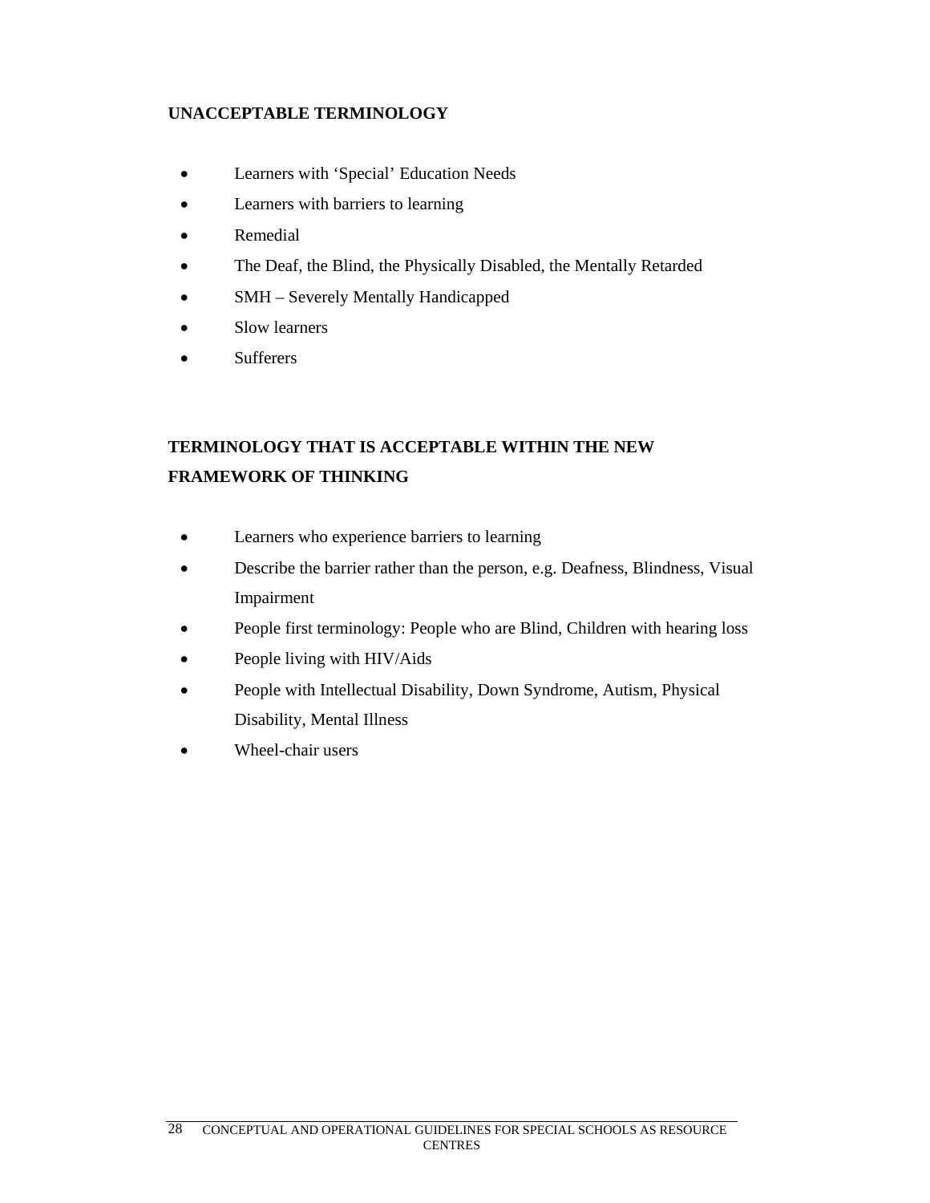**UNACCEPTABLE TERMINOLOGY**

- Learners with 'Special' Education Needs
- Learners with barriers to learning
- Remedial
- The Deaf, the Blind, the Physically Disabled, the Mentally Retarded
- SMH – Severely Mentally Handicapped
- Slow learners
- Sufferers

**TERMINOLOGY THAT IS ACCEPTABLE WITHIN THE NEW FRAMEWORK OF THINKING**

- Learners who experience barriers to learning
- Describe the barrier rather than the person, e.g. Deafness, Blindness, Visual Impairment
- People first terminology: People who are Blind, Children with hearing loss
- People living with HIV/Aids
- People with Intellectual Disability, Down Syndrome, Autism, Physical Disability, Mental Illness
- Wheel-chair users